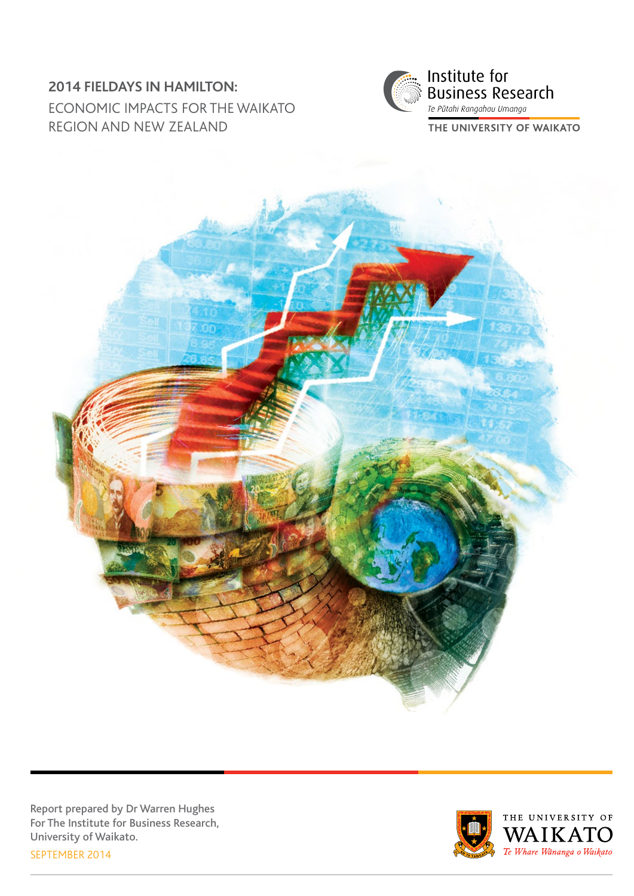# 2014 FIELDAYS IN HAMILTON:

## ECONOMIC IMPACTS FOR THE WAIKATO REGION AND NEW ZEALAND

Institute for Business Research
*Te Pūtahi Rangahau Umanga*
THE UNIVERSITY OF WAIKATO

Report prepared by Dr Warren Hughes
For The Institute for Business Research,
University of Waikato.

SEPTEMBER 2014

THE UNIVERSITY OF WAIKATO
*Te Whare Wānanga o Waikato*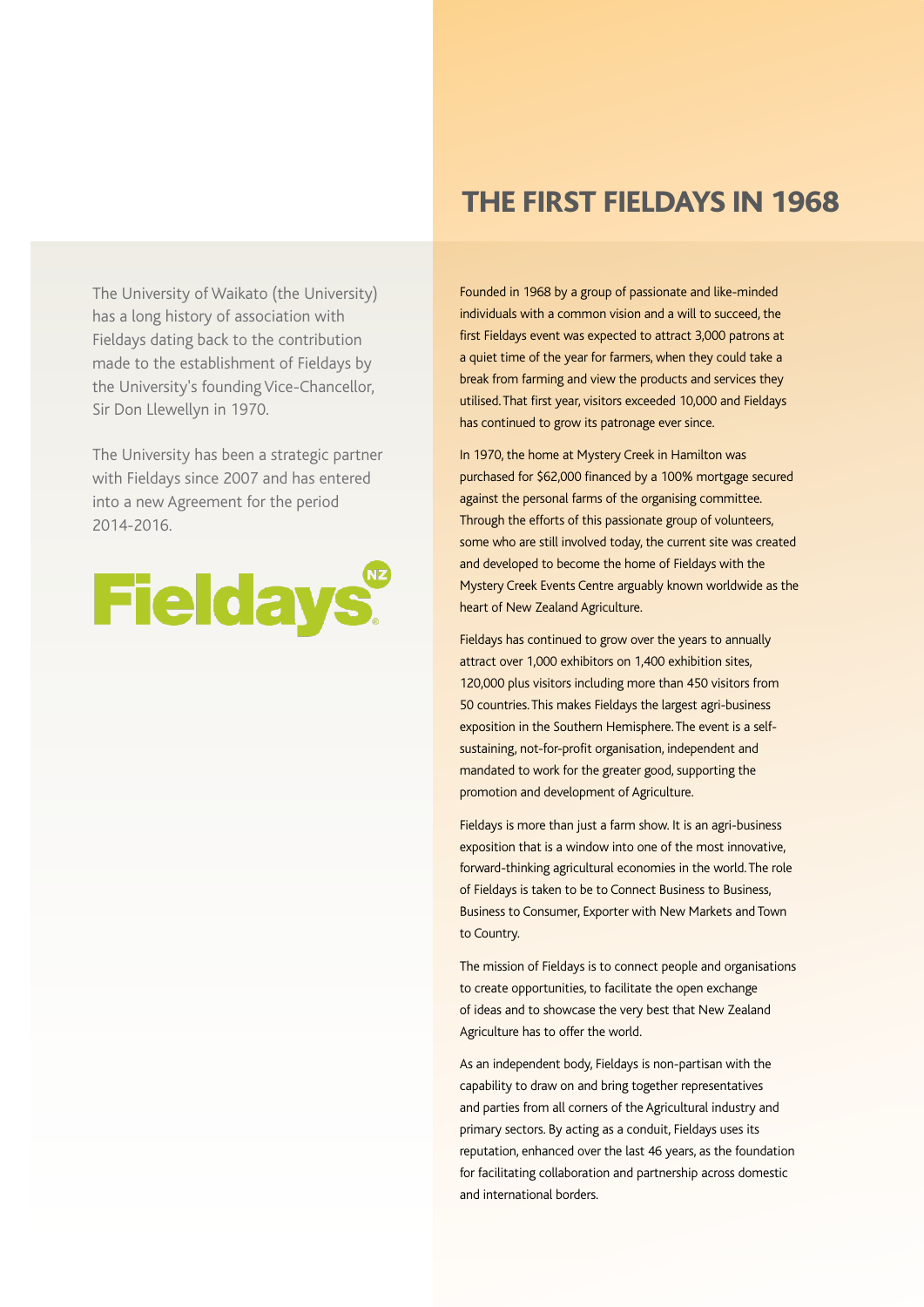The University of Waikato (the University) has a long history of association with Fieldays dating back to the contribution made to the establishment of Fieldays by the University's founding Vice-Chancellor, Sir Don Llewellyn in 1970.

The University has been a strategic partner with Fieldays since 2007 and has entered into a new Agreement for the period 2014-2016.

Fieldays NZ

# THE FIRST FIELDAYS IN 1968

Founded in 1968 by a group of passionate and like-minded individuals with a common vision and a will to succeed, the first Fieldays event was expected to attract 3,000 patrons at a quiet time of the year for farmers, when they could take a break from farming and view the products and services they utilised. That first year, visitors exceeded 10,000 and Fieldays has continued to grow its patronage ever since.

In 1970, the home at Mystery Creek in Hamilton was purchased for $62,000 financed by a 100% mortgage secured against the personal farms of the organising committee. Through the efforts of this passionate group of volunteers, some who are still involved today, the current site was created and developed to become the home of Fieldays with the Mystery Creek Events Centre arguably known worldwide as the heart of New Zealand Agriculture.

Fieldays has continued to grow over the years to annually attract over 1,000 exhibitors on 1,400 exhibition sites, 120,000 plus visitors including more than 450 visitors from 50 countries. This makes Fieldays the largest agri-business exposition in the Southern Hemisphere. The event is a self-sustaining, not-for-profit organisation, independent and mandated to work for the greater good, supporting the promotion and development of Agriculture.

Fieldays is more than just a farm show. It is an agri-business exposition that is a window into one of the most innovative, forward-thinking agricultural economies in the world. The role of Fieldays is taken to be to Connect Business to Business, Business to Consumer, Exporter with New Markets and Town to Country.

The mission of Fieldays is to connect people and organisations to create opportunities, to facilitate the open exchange of ideas and to showcase the very best that New Zealand Agriculture has to offer the world.

As an independent body, Fieldays is non-partisan with the capability to draw on and bring together representatives and parties from all corners of the Agricultural industry and primary sectors. By acting as a conduit, Fieldays uses its reputation, enhanced over the last 46 years, as the foundation for facilitating collaboration and partnership across domestic and international borders.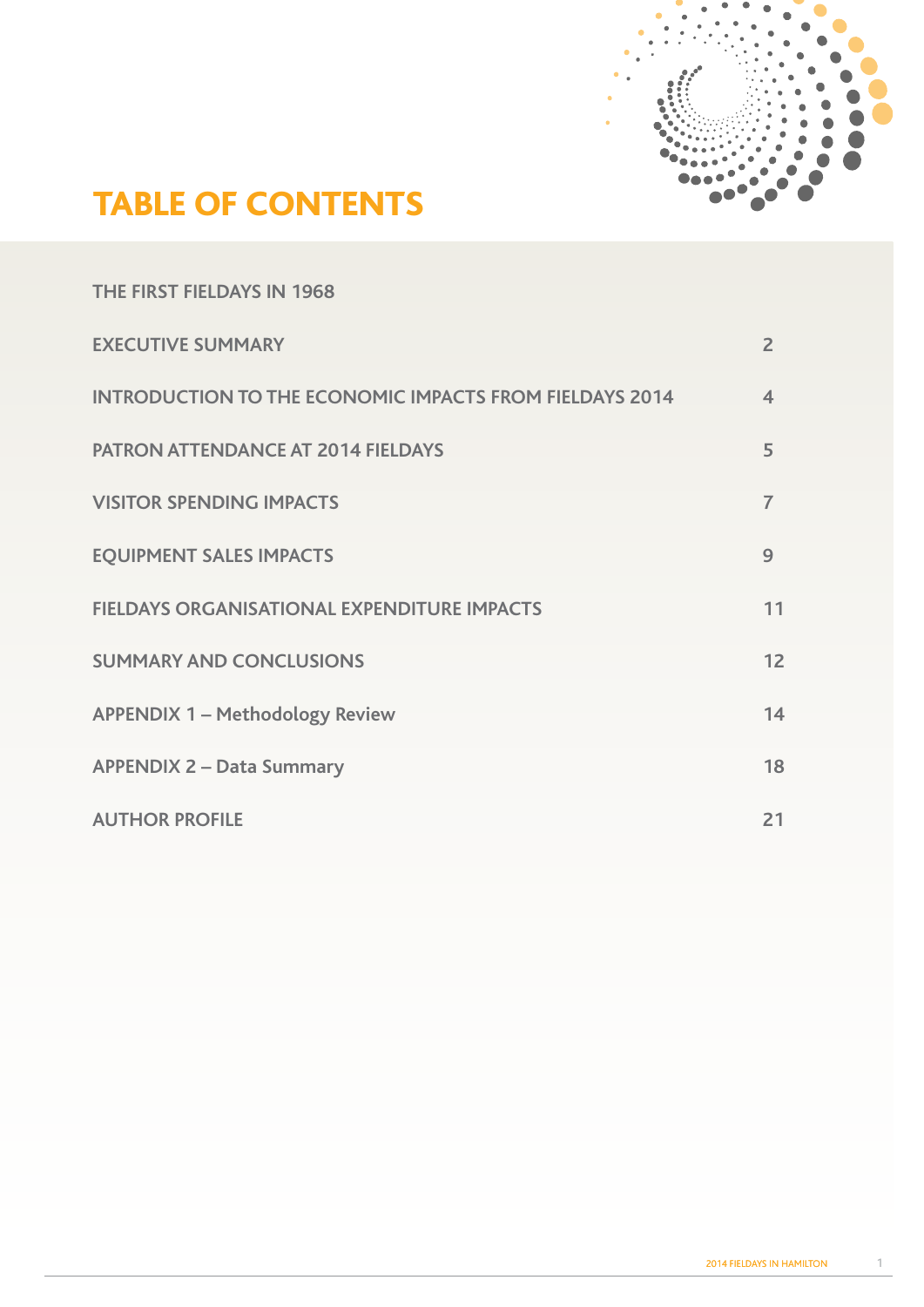# TABLE OF CONTENTS

| | |
|---|---|
| THE FIRST FIELDAYS IN 1968 | |
| EXECUTIVE SUMMARY | 2 |
| INTRODUCTION TO THE ECONOMIC IMPACTS FROM FIELDAYS 2014 | 4 |
| PATRON ATTENDANCE AT 2014 FIELDAYS | 5 |
| VISITOR SPENDING IMPACTS | 7 |
| EQUIPMENT SALES IMPACTS | 9 |
| FIELDAYS ORGANISATIONAL EXPENDITURE IMPACTS | 11 |
| SUMMARY AND CONCLUSIONS | 12 |
| APPENDIX 1 – Methodology Review | 14 |
| APPENDIX 2 – Data Summary | 18 |
| AUTHOR PROFILE | 21 |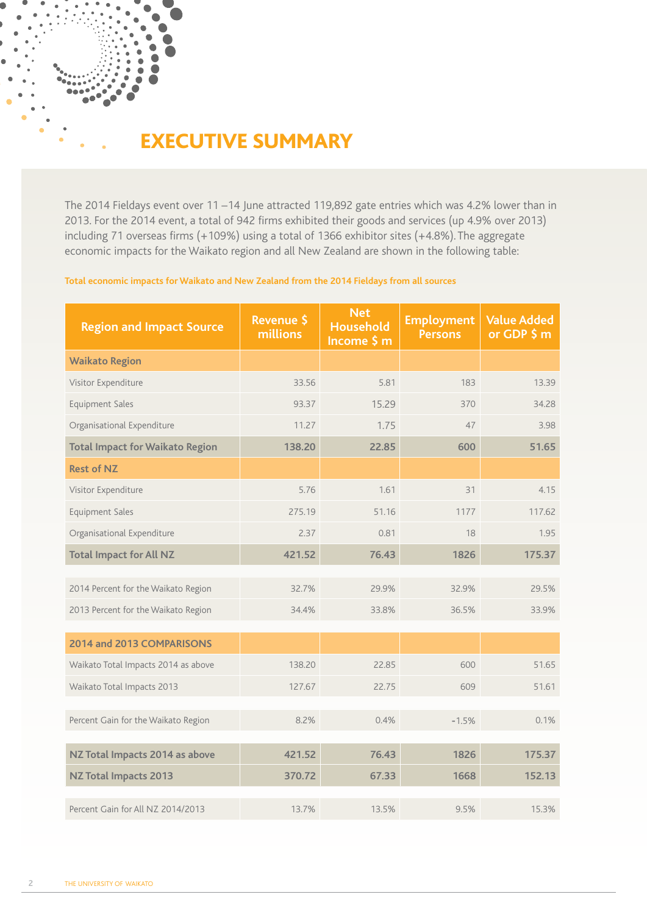# EXECUTIVE SUMMARY

The 2014 Fieldays event over 11 –14 June attracted 119,892 gate entries which was 4.2% lower than in 2013. For the 2014 event, a total of 942 firms exhibited their goods and services (up 4.9% over 2013) including 71 overseas firms (+109%) using a total of 1366 exhibitor sites (+4.8%). The aggregate economic impacts for the Waikato region and all New Zealand are shown in the following table:

**Total economic impacts for Waikato and New Zealand from the 2014 Fieldays from all sources**

| Region and Impact Source | Revenue $ millions | Net Household Income $ m | Employment Persons | Value Added or GDP $ m |
|---|---|---|---|---|
| **Waikato Region** | | | | |
| Visitor Expenditure | 33.56 | 5.81 | 183 | 13.39 |
| Equipment Sales | 93.37 | 15.29 | 370 | 34.28 |
| Organisational Expenditure | 11.27 | 1.75 | 47 | 3.98 |
| **Total Impact for Waikato Region** | **138.20** | **22.85** | **600** | **51.65** |
| **Rest of NZ** | | | | |
| Visitor Expenditure | 5.76 | 1.61 | 31 | 4.15 |
| Equipment Sales | 275.19 | 51.16 | 1177 | 117.62 |
| Organisational Expenditure | 2.37 | 0.81 | 18 | 1.95 |
| **Total Impact for All NZ** | **421.52** | **76.43** | **1826** | **175.37** |
| | | | | |
| 2014 Percent for the Waikato Region | 32.7% | 29.9% | 32.9% | 29.5% |
| 2013 Percent for the Waikato Region | 34.4% | 33.8% | 36.5% | 33.9% |
| | | | | |
| **2014 and 2013 COMPARISONS** | | | | |
| Waikato Total Impacts 2014 as above | 138.20 | 22.85 | 600 | 51.65 |
| Waikato Total Impacts 2013 | 127.67 | 22.75 | 609 | 51.61 |
| | | | | |
| Percent Gain for the Waikato Region | 8.2% | 0.4% | -1.5% | 0.1% |
| | | | | |
| **NZ Total Impacts 2014 as above** | **421.52** | **76.43** | **1826** | **175.37** |
| **NZ Total Impacts 2013** | **370.72** | **67.33** | **1668** | **152.13** |
| | | | | |
| Percent Gain for All NZ 2014/2013 | 13.7% | 13.5% | 9.5% | 15.3% |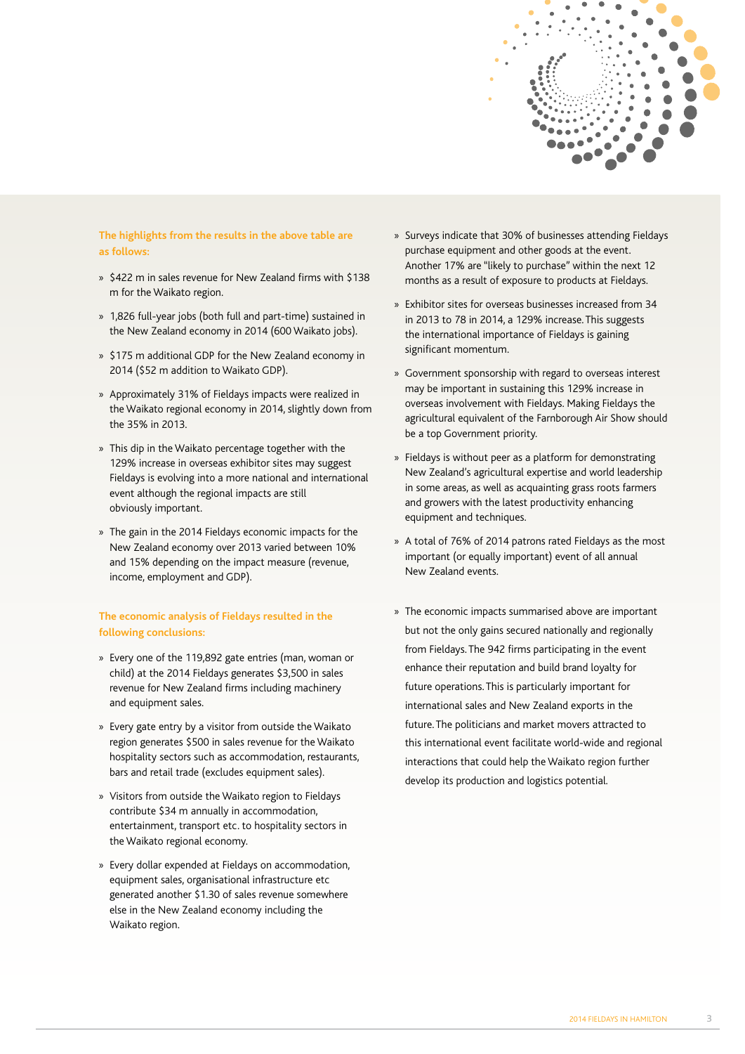**The highlights from the results in the above table are as follows:**

- $422 m in sales revenue for New Zealand firms with $138 m for the Waikato region.
- 1,826 full-year jobs (both full and part-time) sustained in the New Zealand economy in 2014 (600 Waikato jobs).
- $175 m additional GDP for the New Zealand economy in 2014 ($52 m addition to Waikato GDP).
- Approximately 31% of Fieldays impacts were realized in the Waikato regional economy in 2014, slightly down from the 35% in 2013.
- This dip in the Waikato percentage together with the 129% increase in overseas exhibitor sites may suggest Fieldays is evolving into a more national and international event although the regional impacts are still obviously important.
- The gain in the 2014 Fieldays economic impacts for the New Zealand economy over 2013 varied between 10% and 15% depending on the impact measure (revenue, income, employment and GDP).

**The economic analysis of Fieldays resulted in the following conclusions:**

- Every one of the 119,892 gate entries (man, woman or child) at the 2014 Fieldays generates $3,500 in sales revenue for New Zealand firms including machinery and equipment sales.
- Every gate entry by a visitor from outside the Waikato region generates $500 in sales revenue for the Waikato hospitality sectors such as accommodation, restaurants, bars and retail trade (excludes equipment sales).
- Visitors from outside the Waikato region to Fieldays contribute $34 m annually in accommodation, entertainment, transport etc. to hospitality sectors in the Waikato regional economy.
- Every dollar expended at Fieldays on accommodation, equipment sales, organisational infrastructure etc generated another $1.30 of sales revenue somewhere else in the New Zealand economy including the Waikato region.
- Surveys indicate that 30% of businesses attending Fieldays purchase equipment and other goods at the event. Another 17% are "likely to purchase" within the next 12 months as a result of exposure to products at Fieldays.
- Exhibitor sites for overseas businesses increased from 34 in 2013 to 78 in 2014, a 129% increase. This suggests the international importance of Fieldays is gaining significant momentum.
- Government sponsorship with regard to overseas interest may be important in sustaining this 129% increase in overseas involvement with Fieldays. Making Fieldays the agricultural equivalent of the Farnborough Air Show should be a top Government priority.
- Fieldays is without peer as a platform for demonstrating New Zealand's agricultural expertise and world leadership in some areas, as well as acquainting grass roots farmers and growers with the latest productivity enhancing equipment and techniques.
- A total of 76% of 2014 patrons rated Fieldays as the most important (or equally important) event of all annual New Zealand events.
- The economic impacts summarised above are important but not the only gains secured nationally and regionally from Fieldays. The 942 firms participating in the event enhance their reputation and build brand loyalty for future operations. This is particularly important for international sales and New Zealand exports in the future. The politicians and market movers attracted to this international event facilitate world-wide and regional interactions that could help the Waikato region further develop its production and logistics potential.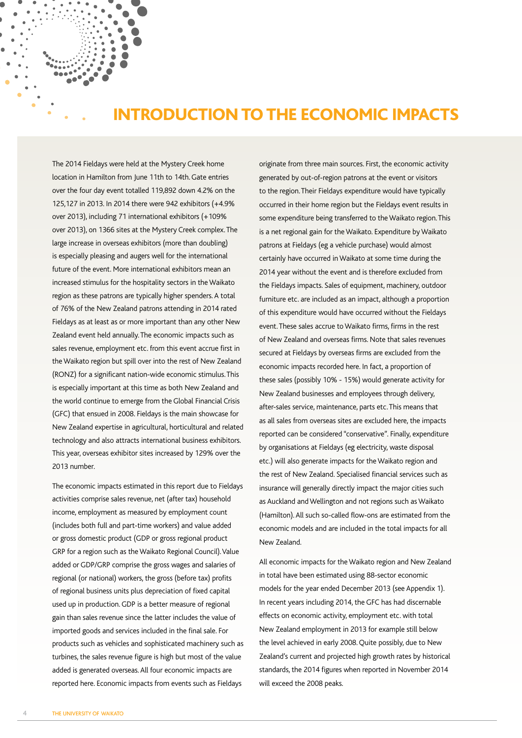# INTRODUCTION TO THE ECONOMIC IMPACTS

The 2014 Fieldays were held at the Mystery Creek home location in Hamilton from June 11th to 14th. Gate entries over the four day event totalled 119,892 down 4.2% on the 125,127 in 2013. In 2014 there were 942 exhibitors (+4.9% over 2013), including 71 international exhibitors (+109% over 2013), on 1366 sites at the Mystery Creek complex. The large increase in overseas exhibitors (more than doubling) is especially pleasing and augers well for the international future of the event. More international exhibitors mean an increased stimulus for the hospitality sectors in the Waikato region as these patrons are typically higher spenders. A total of 76% of the New Zealand patrons attending in 2014 rated Fieldays as at least as or more important than any other New Zealand event held annually. The economic impacts such as sales revenue, employment etc. from this event accrue first in the Waikato region but spill over into the rest of New Zealand (RONZ) for a significant nation-wide economic stimulus. This is especially important at this time as both New Zealand and the world continue to emerge from the Global Financial Crisis (GFC) that ensued in 2008. Fieldays is the main showcase for New Zealand expertise in agricultural, horticultural and related technology and also attracts international business exhibitors. This year, overseas exhibitor sites increased by 129% over the 2013 number.

The economic impacts estimated in this report due to Fieldays activities comprise sales revenue, net (after tax) household income, employment as measured by employment count (includes both full and part-time workers) and value added or gross domestic product (GDP or gross regional product GRP for a region such as the Waikato Regional Council). Value added or GDP/GRP comprise the gross wages and salaries of regional (or national) workers, the gross (before tax) profits of regional business units plus depreciation of fixed capital used up in production. GDP is a better measure of regional gain than sales revenue since the latter includes the value of imported goods and services included in the final sale. For products such as vehicles and sophisticated machinery such as turbines, the sales revenue figure is high but most of the value added is generated overseas. All four economic impacts are reported here. Economic impacts from events such as Fieldays originate from three main sources. First, the economic activity generated by out-of-region patrons at the event or visitors to the region. Their Fieldays expenditure would have typically occurred in their home region but the Fieldays event results in some expenditure being transferred to the Waikato region. This is a net regional gain for the Waikato. Expenditure by Waikato patrons at Fieldays (eg a vehicle purchase) would almost certainly have occurred in Waikato at some time during the 2014 year without the event and is therefore excluded from the Fieldays impacts. Sales of equipment, machinery, outdoor furniture etc. are included as an impact, although a proportion of this expenditure would have occurred without the Fieldays event. These sales accrue to Waikato firms, firms in the rest of New Zealand and overseas firms. Note that sales revenues secured at Fieldays by overseas firms are excluded from the economic impacts recorded here. In fact, a proportion of these sales (possibly 10% - 15%) would generate activity for New Zealand businesses and employees through delivery, after-sales service, maintenance, parts etc. This means that as all sales from overseas sites are excluded here, the impacts reported can be considered "conservative". Finally, expenditure by organisations at Fieldays (eg electricity, waste disposal etc.) will also generate impacts for the Waikato region and the rest of New Zealand. Specialised financial services such as insurance will generally directly impact the major cities such as Auckland and Wellington and not regions such as Waikato (Hamilton). All such so-called flow-ons are estimated from the economic models and are included in the total impacts for all New Zealand.

All economic impacts for the Waikato region and New Zealand in total have been estimated using 88-sector economic models for the year ended December 2013 (see Appendix 1). In recent years including 2014, the GFC has had discernable effects on economic activity, employment etc. with total New Zealand employment in 2013 for example still below the level achieved in early 2008. Quite possibly, due to New Zealand's current and projected high growth rates by historical standards, the 2014 figures when reported in November 2014 will exceed the 2008 peaks.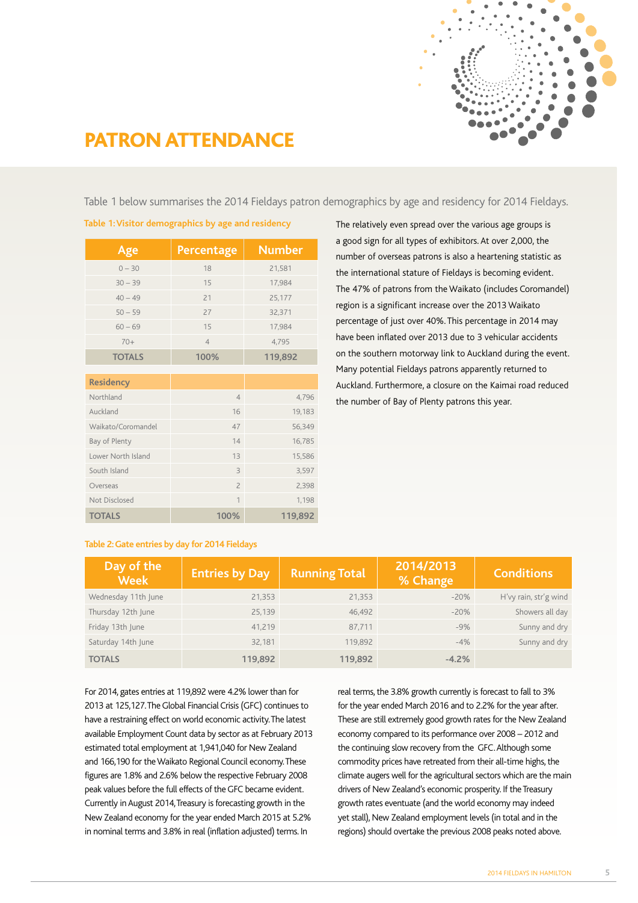# PATRON ATTENDANCE

Table 1 below summarises the 2014 Fieldays patron demographics by age and residency for 2014 Fieldays.

**Table 1: Visitor demographics by age and residency**

| Age | Percentage | Number |
|---|---|---|
| 0 – 30 | 18 | 21,581 |
| 30 – 39 | 15 | 17,984 |
| 40 – 49 | 21 | 25,177 |
| 50 – 59 | 27 | 32,371 |
| 60 – 69 | 15 | 17,984 |
| 70+ | 4 | 4,795 |
| **TOTALS** | **100%** | **119,892** |

| Residency | | |
|---|---|---|
| Northland | 4 | 4,796 |
| Auckland | 16 | 19,183 |
| Waikato/Coromandel | 47 | 56,349 |
| Bay of Plenty | 14 | 16,785 |
| Lower North Island | 13 | 15,586 |
| South Island | 3 | 3,597 |
| Overseas | 2 | 2,398 |
| Not Disclosed | 1 | 1,198 |
| **TOTALS** | **100%** | **119,892** |

The relatively even spread over the various age groups is a good sign for all types of exhibitors. At over 2,000, the number of overseas patrons is also a heartening statistic as the international stature of Fieldays is becoming evident. The 47% of patrons from the Waikato (includes Coromandel) region is a significant increase over the 2013 Waikato percentage of just over 40%. This percentage in 2014 may have been inflated over 2013 due to 3 vehicular accidents on the southern motorway link to Auckland during the event. Many potential Fieldays patrons apparently returned to Auckland. Furthermore, a closure on the Kaimai road reduced the number of Bay of Plenty patrons this year.

**Table 2: Gate entries by day for 2014 Fieldays**

| Day of the Week | Entries by Day | Running Total | 2014/2013 % Change | Conditions |
|---|---|---|---|---|
| Wednesday 11th June | 21,353 | 21,353 | -20% | H'vy rain, str'g wind |
| Thursday 12th June | 25,139 | 46,492 | -20% | Showers all day |
| Friday 13th June | 41,219 | 87,711 | -9% | Sunny and dry |
| Saturday 14th June | 32,181 | 119,892 | -4% | Sunny and dry |
| **TOTALS** | **119,892** | **119,892** | **-4.2%** | |

For 2014, gates entries at 119,892 were 4.2% lower than for 2013 at 125,127. The Global Financial Crisis (GFC) continues to have a restraining effect on world economic activity. The latest available Employment Count data by sector as at February 2013 estimated total employment at 1,941,040 for New Zealand and 166,190 for the Waikato Regional Council economy. These figures are 1.8% and 2.6% below the respective February 2008 peak values before the full effects of the GFC became evident. Currently in August 2014, Treasury is forecasting growth in the New Zealand economy for the year ended March 2015 at 5.2% in nominal terms and 3.8% in real (inflation adjusted) terms. In real terms, the 3.8% growth currently is forecast to fall to 3% for the year ended March 2016 and to 2.2% for the year after. These are still extremely good growth rates for the New Zealand economy compared to its performance over 2008 – 2012 and the continuing slow recovery from the GFC. Although some commodity prices have retreated from their all-time highs, the climate augers well for the agricultural sectors which are the main drivers of New Zealand's economic prosperity. If the Treasury growth rates eventuate (and the world economy may indeed yet stall), New Zealand employment levels (in total and in the regions) should overtake the previous 2008 peaks noted above.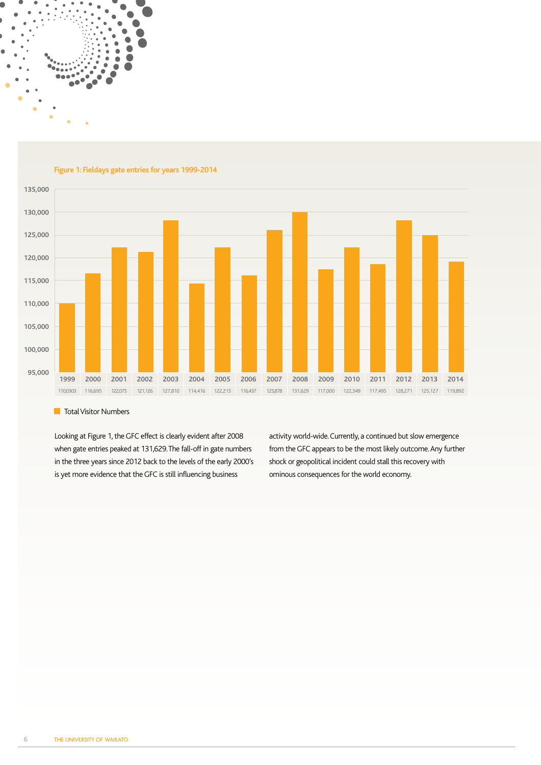Figure 1: Fieldays gate entries for years 1999-2014

| 1999 | 2000 | 2001 | 2002 | 2003 | 2004 | 2005 | 2006 | 2007 | 2008 | 2009 | 2010 | 2011 | 2012 | 2013 | 2014 |
|---|---|---|---|---|---|---|---|---|---|---|---|---|---|---|---|
| 110,0303 | 116,695 | 122,075 | 121,126 | 127,810 | 114,416 | 122,215 | 116,437 | 125,878 | 131,629 | 117,000 | 122,349 | 117,495 | 128,271 | 125,127 | 119,892 |

Total Visitor Numbers

Looking at Figure 1, the GFC effect is clearly evident after 2008 when gate entries peaked at 131,629. The fall-off in gate numbers in the three years since 2012 back to the levels of the early 2000's is yet more evidence that the GFC is still influencing business activity world-wide. Currently, a continued but slow emergence from the GFC appears to be the most likely outcome. Any further shock or geopolitical incident could stall this recovery with ominous consequences for the world economy.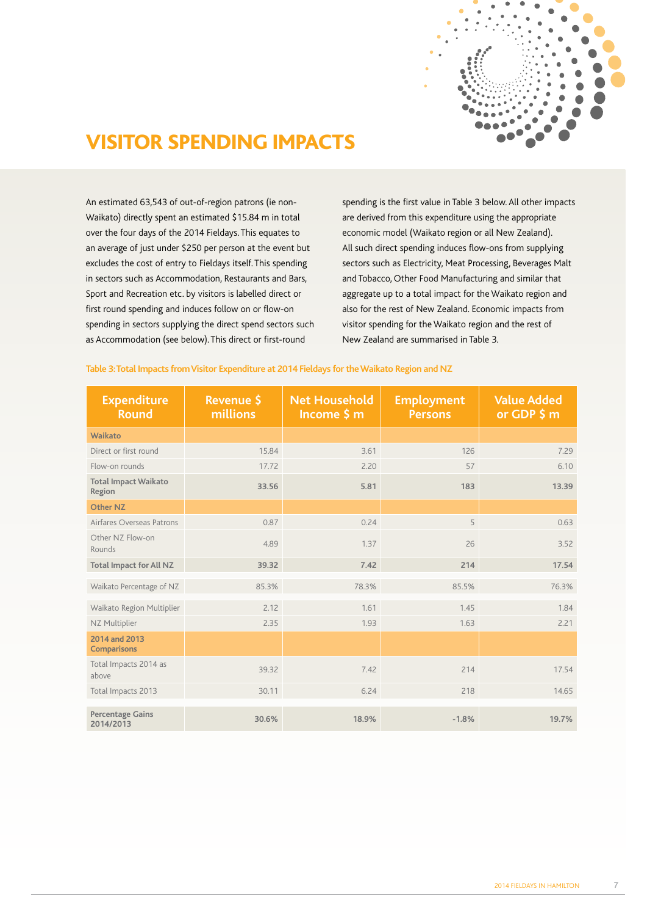# VISITOR SPENDING IMPACTS

An estimated 63,543 of out-of-region patrons (ie non-Waikato) directly spent an estimated $15.84 m in total over the four days of the 2014 Fieldays. This equates to an average of just under $250 per person at the event but excludes the cost of entry to Fieldays itself. This spending in sectors such as Accommodation, Restaurants and Bars, Sport and Recreation etc. by visitors is labelled direct or first round spending and induces follow on or flow-on spending in sectors supplying the direct spend sectors such as Accommodation (see below). This direct or first-round spending is the first value in Table 3 below. All other impacts are derived from this expenditure using the appropriate economic model (Waikato region or all New Zealand). All such direct spending induces flow-ons from supplying sectors such as Electricity, Meat Processing, Beverages Malt and Tobacco, Other Food Manufacturing and similar that aggregate up to a total impact for the Waikato region and also for the rest of New Zealand. Economic impacts from visitor spending for the Waikato region and the rest of New Zealand are summarised in Table 3.

**Table 3: Total Impacts from Visitor Expenditure at 2014 Fieldays for the Waikato Region and NZ**

| Expenditure Round | Revenue $ millions | Net Household Income $ m | Employment Persons | Value Added or GDP $ m |
|---|---|---|---|---|
| **Waikato** | | | | |
| Direct or first round | 15.84 | 3.61 | 126 | 7.29 |
| Flow-on rounds | 17.72 | 2.20 | 57 | 6.10 |
| **Total Impact Waikato Region** | **33.56** | **5.81** | **183** | **13.39** |
| **Other NZ** | | | | |
| Airfares Overseas Patrons | 0.87 | 0.24 | 5 | 0.63 |
| Other NZ Flow-on Rounds | 4.89 | 1.37 | 26 | 3.52 |
| **Total Impact for All NZ** | **39.32** | **7.42** | **214** | **17.54** |
| Waikato Percentage of NZ | 85.3% | 78.3% | 85.5% | 76.3% |
| Waikato Region Multiplier | 2.12 | 1.61 | 1.45 | 1.84 |
| NZ Multiplier | 2.35 | 1.93 | 1.63 | 2.21 |
| **2014 and 2013 Comparisons** | | | | |
| Total Impacts 2014 as above | 39.32 | 7.42 | 214 | 17.54 |
| Total Impacts 2013 | 30.11 | 6.24 | 218 | 14.65 |
| **Percentage Gains 2014/2013** | **30.6%** | **18.9%** | **-1.8%** | **19.7%** |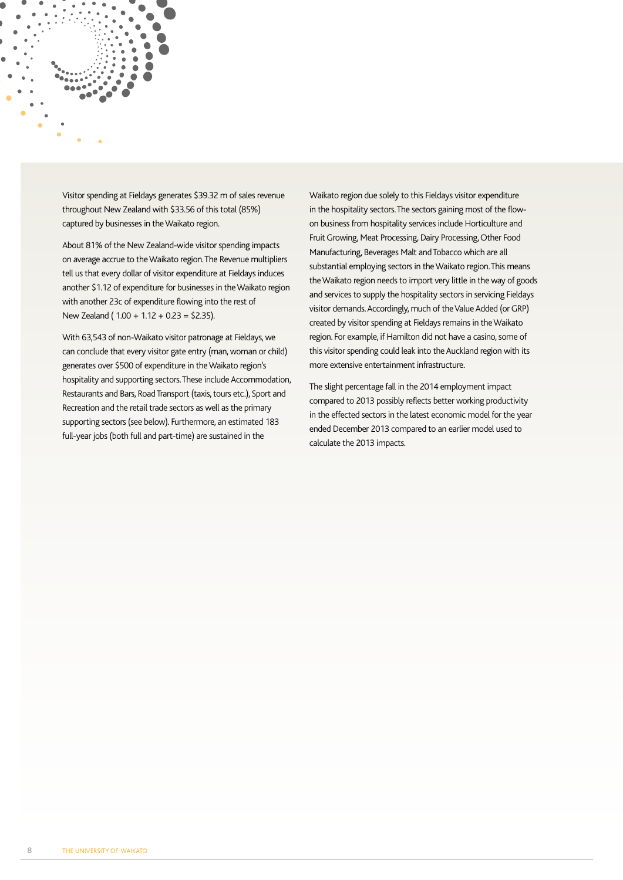Visitor spending at Fieldays generates $39.32 m of sales revenue throughout New Zealand with $33.56 of this total (85%) captured by businesses in the Waikato region.

About 81% of the New Zealand-wide visitor spending impacts on average accrue to the Waikato region. The Revenue multipliers tell us that every dollar of visitor expenditure at Fieldays induces another $1.12 of expenditure for businesses in the Waikato region with another 23c of expenditure flowing into the rest of New Zealand ( 1.00 + 1.12 + 0.23 = $2.35).

With 63,543 of non-Waikato visitor patronage at Fieldays, we can conclude that every visitor gate entry (man, woman or child) generates over $500 of expenditure in the Waikato region's hospitality and supporting sectors. These include Accommodation, Restaurants and Bars, Road Transport (taxis, tours etc.), Sport and Recreation and the retail trade sectors as well as the primary supporting sectors (see below). Furthermore, an estimated 183 full-year jobs (both full and part-time) are sustained in the Waikato region due solely to this Fieldays visitor expenditure in the hospitality sectors. The sectors gaining most of the flow-on business from hospitality services include Horticulture and Fruit Growing, Meat Processing, Dairy Processing, Other Food Manufacturing, Beverages Malt and Tobacco which are all substantial employing sectors in the Waikato region. This means the Waikato region needs to import very little in the way of goods and services to supply the hospitality sectors in servicing Fieldays visitor demands. Accordingly, much of the Value Added (or GRP) created by visitor spending at Fieldays remains in the Waikato region. For example, if Hamilton did not have a casino, some of this visitor spending could leak into the Auckland region with its more extensive entertainment infrastructure.

The slight percentage fall in the 2014 employment impact compared to 2013 possibly reflects better working productivity in the effected sectors in the latest economic model for the year ended December 2013 compared to an earlier model used to calculate the 2013 impacts.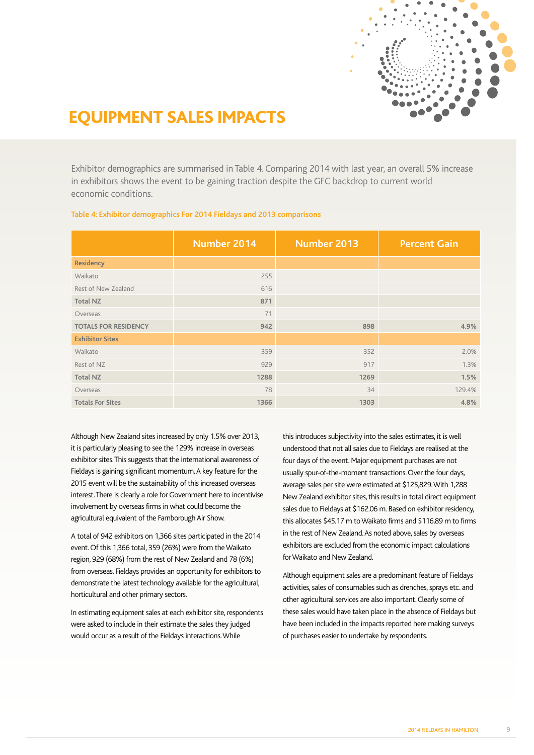# EQUIPMENT SALES IMPACTS

Exhibitor demographics are summarised in Table 4. Comparing 2014 with last year, an overall 5% increase in exhibitors shows the event to be gaining traction despite the GFC backdrop to current world economic conditions.

**Table 4: Exhibitor demographics For 2014 Fieldays and 2013 comparisons**

| | Number 2014 | Number 2013 | Percent Gain |
|---|---|---|---|
| **Residency** | | | |
| Waikato | 255 | | |
| Rest of New Zealand | 616 | | |
| **Total NZ** | **871** | | |
| Overseas | 71 | | |
| **TOTALS FOR RESIDENCY** | **942** | **898** | **4.9%** |
| **Exhibitor Sites** | | | |
| Waikato | 359 | 352 | 2.0% |
| Rest of NZ | 929 | 917 | 1.3% |
| **Total NZ** | **1288** | **1269** | **1.5%** |
| Overseas | 78 | 34 | 129.4% |
| **Totals For Sites** | **1366** | **1303** | **4.8%** |

Although New Zealand sites increased by only 1.5% over 2013, it is particularly pleasing to see the 129% increase in overseas exhibitor sites. This suggests that the international awareness of Fieldays is gaining significant momentum. A key feature for the 2015 event will be the sustainability of this increased overseas interest. There is clearly a role for Government here to incentivise involvement by overseas firms in what could become the agricultural equivalent of the Farnborough Air Show.

A total of 942 exhibitors on 1,366 sites participated in the 2014 event. Of this 1,366 total, 359 (26%) were from the Waikato region, 929 (68%) from the rest of New Zealand and 78 (6%) from overseas. Fieldays provides an opportunity for exhibitors to demonstrate the latest technology available for the agricultural, horticultural and other primary sectors.

In estimating equipment sales at each exhibitor site, respondents were asked to include in their estimate the sales they judged would occur as a result of the Fieldays interactions. While this introduces subjectivity into the sales estimates, it is well understood that not all sales due to Fieldays are realised at the four days of the event. Major equipment purchases are not usually spur-of-the-moment transactions. Over the four days, average sales per site were estimated at $125,829. With 1,288 New Zealand exhibitor sites, this results in total direct equipment sales due to Fieldays at $162.06 m. Based on exhibitor residency, this allocates $45.17 m to Waikato firms and $116.89 m to firms in the rest of New Zealand. As noted above, sales by overseas exhibitors are excluded from the economic impact calculations for Waikato and New Zealand.

Although equipment sales are a predominant feature of Fieldays activities, sales of consumables such as drenches, sprays etc. and other agricultural services are also important. Clearly some of these sales would have taken place in the absence of Fieldays but have been included in the impacts reported here making surveys of purchases easier to undertake by respondents.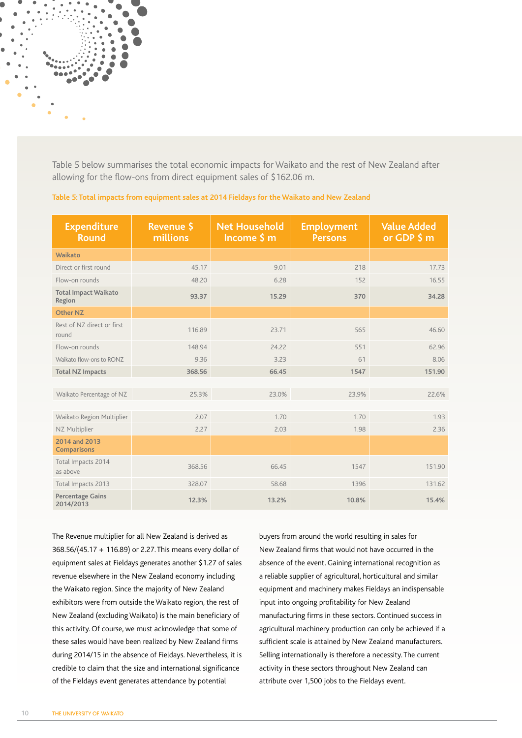Table 5 below summarises the total economic impacts for Waikato and the rest of New Zealand after allowing for the flow-ons from direct equipment sales of $162.06 m.

**Table 5: Total impacts from equipment sales at 2014 Fieldays for the Waikato and New Zealand**

| Expenditure Round | Revenue $ millions | Net Household Income $ m | Employment Persons | Value Added or GDP $ m |
|---|---|---|---|---|
| **Waikato** | | | | |
| Direct or first round | 45.17 | 9.01 | 218 | 17.73 |
| Flow-on rounds | 48.20 | 6.28 | 152 | 16.55 |
| **Total Impact Waikato Region** | **93.37** | **15.29** | **370** | **34.28** |
| **Other NZ** | | | | |
| Rest of NZ direct or first round | 116.89 | 23.71 | 565 | 46.60 |
| Flow-on rounds | 148.94 | 24.22 | 551 | 62.96 |
| Waikato flow-ons to RONZ | 9.36 | 3.23 | 61 | 8.06 |
| **Total NZ Impacts** | **368.56** | **66.45** | **1547** | **151.90** |
| Waikato Percentage of NZ | 25.3% | 23.0% | 23.9% | 22.6% |
| Waikato Region Multiplier | 2.07 | 1.70 | 1.70 | 1.93 |
| NZ Multiplier | 2.27 | 2.03 | 1.98 | 2.36 |
| **2014 and 2013 Comparisons** | | | | |
| Total Impacts 2014 as above | 368.56 | 66.45 | 1547 | 151.90 |
| Total Impacts 2013 | 328.07 | 58.68 | 1396 | 131.62 |
| **Percentage Gains 2014/2013** | **12.3%** | **13.2%** | **10.8%** | **15.4%** |

The Revenue multiplier for all New Zealand is derived as 368.56/(45.17 + 116.89) or 2.27. This means every dollar of equipment sales at Fieldays generates another $1.27 of sales revenue elsewhere in the New Zealand economy including the Waikato region. Since the majority of New Zealand exhibitors were from outside the Waikato region, the rest of New Zealand (excluding Waikato) is the main beneficiary of this activity. Of course, we must acknowledge that some of these sales would have been realized by New Zealand firms during 2014/15 in the absence of Fieldays. Nevertheless, it is credible to claim that the size and international significance of the Fieldays event generates attendance by potential buyers from around the world resulting in sales for New Zealand firms that would not have occurred in the absence of the event. Gaining international recognition as a reliable supplier of agricultural, horticultural and similar equipment and machinery makes Fieldays an indispensable input into ongoing profitability for New Zealand manufacturing firms in these sectors. Continued success in agricultural machinery production can only be achieved if a sufficient scale is attained by New Zealand manufacturers. Selling internationally is therefore a necessity. The current activity in these sectors throughout New Zealand can attribute over 1,500 jobs to the Fieldays event.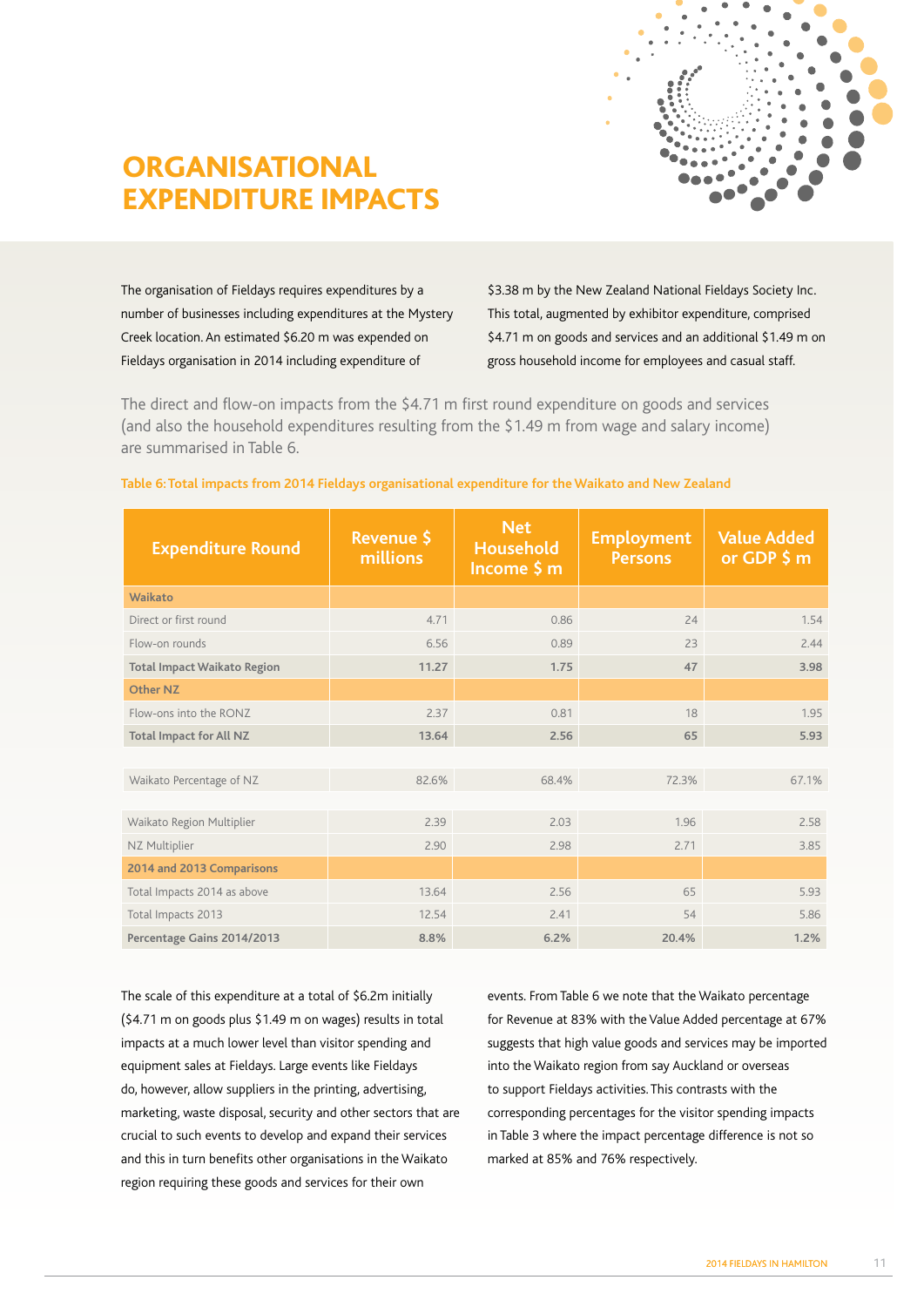# ORGANISATIONAL EXPENDITURE IMPACTS

The organisation of Fieldays requires expenditures by a number of businesses including expenditures at the Mystery Creek location. An estimated $6.20 m was expended on Fieldays organisation in 2014 including expenditure of $3.38 m by the New Zealand National Fieldays Society Inc. This total, augmented by exhibitor expenditure, comprised $4.71 m on goods and services and an additional $1.49 m on gross household income for employees and casual staff.

The direct and flow-on impacts from the $4.71 m first round expenditure on goods and services (and also the household expenditures resulting from the $1.49 m from wage and salary income) are summarised in Table 6.

**Table 6: Total impacts from 2014 Fieldays organisational expenditure for the Waikato and New Zealand**

| Expenditure Round | Revenue $ millions | Net Household Income $ m | Employment Persons | Value Added or GDP $ m |
|---|---|---|---|---|
| **Waikato** | | | | |
| Direct or first round | 4.71 | 0.86 | 24 | 1.54 |
| Flow-on rounds | 6.56 | 0.89 | 23 | 2.44 |
| **Total Impact Waikato Region** | **11.27** | **1.75** | **47** | **3.98** |
| **Other NZ** | | | | |
| Flow-ons into the RONZ | 2.37 | 0.81 | 18 | 1.95 |
| **Total Impact for All NZ** | **13.64** | **2.56** | **65** | **5.93** |
| | | | | |
| Waikato Percentage of NZ | 82.6% | 68.4% | 72.3% | 67.1% |
| | | | | |
| Waikato Region Multiplier | 2.39 | 2.03 | 1.96 | 2.58 |
| NZ Multiplier | 2.90 | 2.98 | 2.71 | 3.85 |
| **2014 and 2013 Comparisons** | | | | |
| Total Impacts 2014 as above | 13.64 | 2.56 | 65 | 5.93 |
| Total Impacts 2013 | 12.54 | 2.41 | 54 | 5.86 |
| **Percentage Gains 2014/2013** | **8.8%** | **6.2%** | **20.4%** | **1.2%** |

The scale of this expenditure at a total of $6.2m initially ($4.71 m on goods plus $1.49 m on wages) results in total impacts at a much lower level than visitor spending and equipment sales at Fieldays. Large events like Fieldays do, however, allow suppliers in the printing, advertising, marketing, waste disposal, security and other sectors that are crucial to such events to develop and expand their services and this in turn benefits other organisations in the Waikato region requiring these goods and services for their own events. From Table 6 we note that the Waikato percentage for Revenue at 83% with the Value Added percentage at 67% suggests that high value goods and services may be imported into the Waikato region from say Auckland or overseas to support Fieldays activities. This contrasts with the corresponding percentages for the visitor spending impacts in Table 3 where the impact percentage difference is not so marked at 85% and 76% respectively.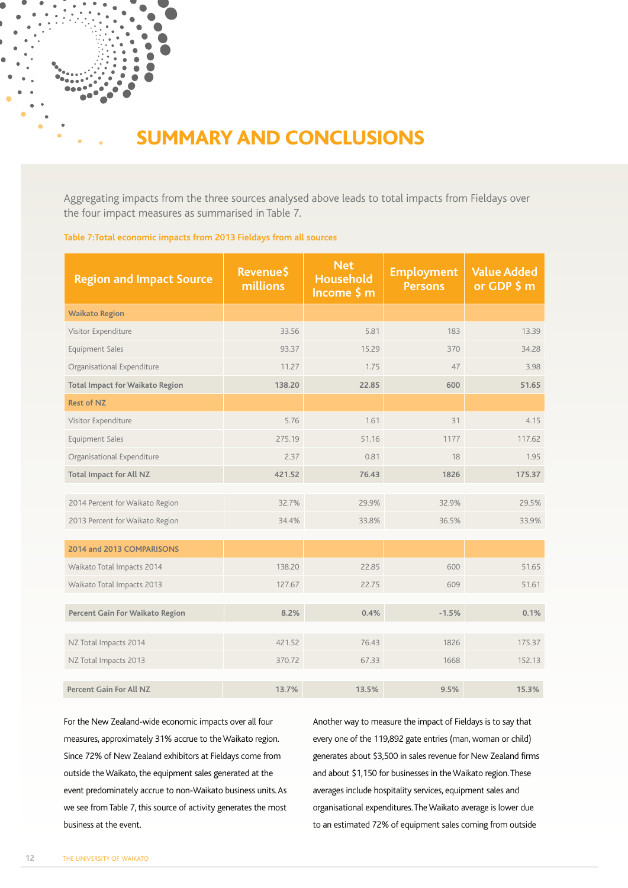# SUMMARY AND CONCLUSIONS

Aggregating impacts from the three sources analysed above leads to total impacts from Fieldays over the four impact measures as summarised in Table 7.

**Table 7:Total economic impacts from 2013 Fieldays from all sources**

| Region and Impact Source | Revenue$ millions | Net Household Income $ m | Employment Persons | Value Added or GDP $ m |
|---|---|---|---|---|
| **Waikato Region** | | | | |
| Visitor Expenditure | 33.56 | 5.81 | 183 | 13.39 |
| Equipment Sales | 93.37 | 15.29 | 370 | 34.28 |
| Organisational Expenditure | 11.27 | 1.75 | 47 | 3.98 |
| **Total Impact for Waikato Region** | **138.20** | **22.85** | **600** | **51.65** |
| **Rest of NZ** | | | | |
| Visitor Expenditure | 5.76 | 1.61 | 31 | 4.15 |
| Equipment Sales | 275.19 | 51.16 | 1177 | 117.62 |
| Organisational Expenditure | 2.37 | 0.81 | 18 | 1.95 |
| **Total Impact for All NZ** | **421.52** | **76.43** | **1826** | **175.37** |
| 2014 Percent for Waikato Region | 32.7% | 29.9% | 32.9% | 29.5% |
| 2013 Percent for Waikato Region | 34.4% | 33.8% | 36.5% | 33.9% |
| **2014 and 2013 COMPARISONS** | | | | |
| Waikato Total Impacts 2014 | 138.20 | 22.85 | 600 | 51.65 |
| Waikato Total Impacts 2013 | 127.67 | 22.75 | 609 | 51.61 |
| **Percent Gain For Waikato Region** | **8.2%** | **0.4%** | **-1.5%** | **0.1%** |
| NZ Total Impacts 2014 | 421.52 | 76.43 | 1826 | 175.37 |
| NZ Total Impacts 2013 | 370.72 | 67.33 | 1668 | 152.13 |
| **Percent Gain For All NZ** | **13.7%** | **13.5%** | **9.5%** | **15.3%** |

For the New Zealand-wide economic impacts over all four measures, approximately 31% accrue to the Waikato region. Since 72% of New Zealand exhibitors at Fieldays come from outside the Waikato, the equipment sales generated at the event predominately accrue to non-Waikato business units. As we see from Table 7, this source of activity generates the most business at the event.

Another way to measure the impact of Fieldays is to say that every one of the 119,892 gate entries (man, woman or child) generates about $3,500 in sales revenue for New Zealand firms and about $1,150 for businesses in the Waikato region. These averages include hospitality services, equipment sales and organisational expenditures. The Waikato average is lower due to an estimated 72% of equipment sales coming from outside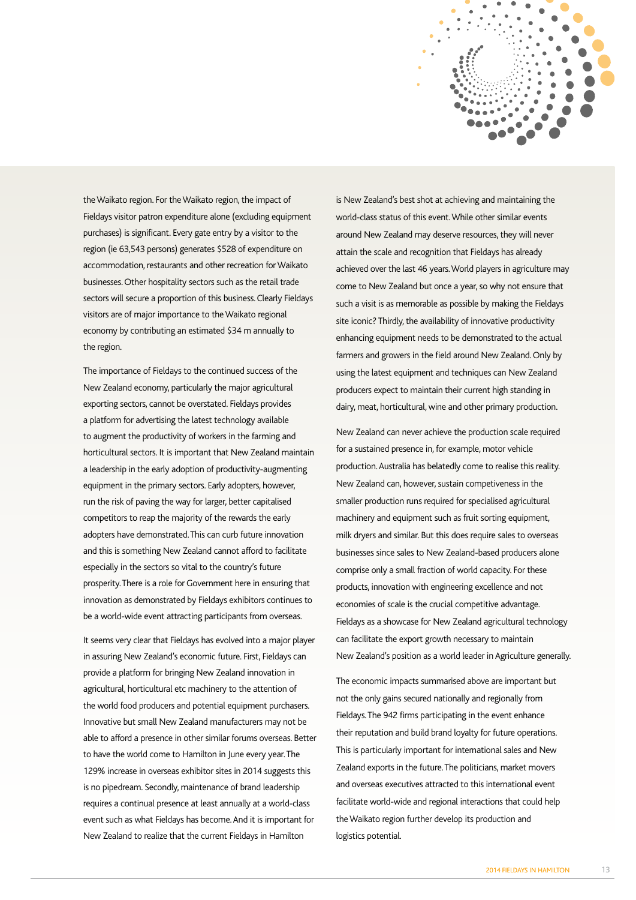the Waikato region. For the Waikato region, the impact of Fieldays visitor patron expenditure alone (excluding equipment purchases) is significant. Every gate entry by a visitor to the region (ie 63,543 persons) generates $528 of expenditure on accommodation, restaurants and other recreation for Waikato businesses. Other hospitality sectors such as the retail trade sectors will secure a proportion of this business. Clearly Fieldays visitors are of major importance to the Waikato regional economy by contributing an estimated $34 m annually to the region.

The importance of Fieldays to the continued success of the New Zealand economy, particularly the major agricultural exporting sectors, cannot be overstated. Fieldays provides a platform for advertising the latest technology available to augment the productivity of workers in the farming and horticultural sectors. It is important that New Zealand maintain a leadership in the early adoption of productivity-augmenting equipment in the primary sectors. Early adopters, however, run the risk of paving the way for larger, better capitalised competitors to reap the majority of the rewards the early adopters have demonstrated. This can curb future innovation and this is something New Zealand cannot afford to facilitate especially in the sectors so vital to the country's future prosperity. There is a role for Government here in ensuring that innovation as demonstrated by Fieldays exhibitors continues to be a world-wide event attracting participants from overseas.

It seems very clear that Fieldays has evolved into a major player in assuring New Zealand's economic future. First, Fieldays can provide a platform for bringing New Zealand innovation in agricultural, horticultural etc machinery to the attention of the world food producers and potential equipment purchasers. Innovative but small New Zealand manufacturers may not be able to afford a presence in other similar forums overseas. Better to have the world come to Hamilton in June every year. The 129% increase in overseas exhibitor sites in 2014 suggests this is no pipedream. Secondly, maintenance of brand leadership requires a continual presence at least annually at a world-class event such as what Fieldays has become. And it is important for New Zealand to realize that the current Fieldays in Hamilton is New Zealand's best shot at achieving and maintaining the world-class status of this event. While other similar events around New Zealand may deserve resources, they will never attain the scale and recognition that Fieldays has already achieved over the last 46 years. World players in agriculture may come to New Zealand but once a year, so why not ensure that such a visit is as memorable as possible by making the Fieldays site iconic? Thirdly, the availability of innovative productivity enhancing equipment needs to be demonstrated to the actual farmers and growers in the field around New Zealand. Only by using the latest equipment and techniques can New Zealand producers expect to maintain their current high standing in dairy, meat, horticultural, wine and other primary production.

New Zealand can never achieve the production scale required for a sustained presence in, for example, motor vehicle production. Australia has belatedly come to realise this reality. New Zealand can, however, sustain competiveness in the smaller production runs required for specialised agricultural machinery and equipment such as fruit sorting equipment, milk dryers and similar. But this does require sales to overseas businesses since sales to New Zealand-based producers alone comprise only a small fraction of world capacity. For these products, innovation with engineering excellence and not economies of scale is the crucial competitive advantage. Fieldays as a showcase for New Zealand agricultural technology can facilitate the export growth necessary to maintain New Zealand's position as a world leader in Agriculture generally.

The economic impacts summarised above are important but not the only gains secured nationally and regionally from Fieldays. The 942 firms participating in the event enhance their reputation and build brand loyalty for future operations. This is particularly important for international sales and New Zealand exports in the future. The politicians, market movers and overseas executives attracted to this international event facilitate world-wide and regional interactions that could help the Waikato region further develop its production and logistics potential.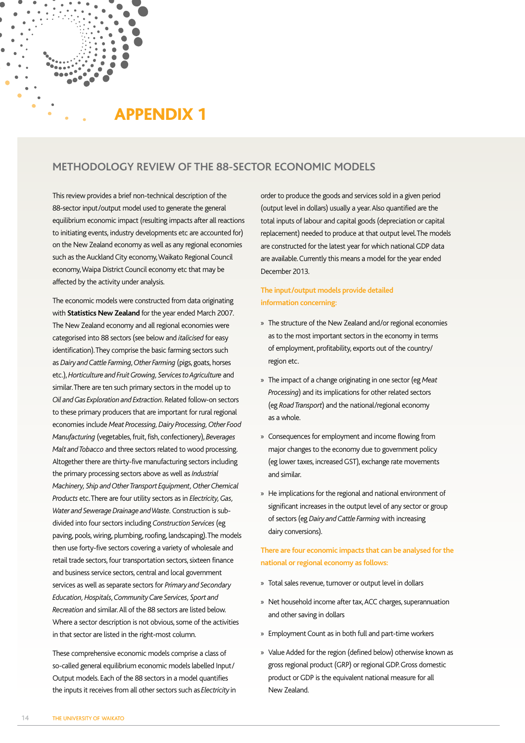# APPENDIX 1

## METHODOLOGY REVIEW OF THE 88-SECTOR ECONOMIC MODELS

This review provides a brief non-technical description of the 88-sector input/output model used to generate the general equilibrium economic impact (resulting impacts after all reactions to initiating events, industry developments etc are accounted for) on the New Zealand economy as well as any regional economies such as the Auckland City economy, Waikato Regional Council economy, Waipa District Council economy etc that may be affected by the activity under analysis.

The economic models were constructed from data originating with **Statistics New Zealand** for the year ended March 2007. The New Zealand economy and all regional economies were categorised into 88 sectors (see below and *italicised* for easy identification). They comprise the basic farming sectors such as *Dairy and Cattle Farming*, *Other Farming* (pigs, goats, horses etc.), *Horticulture and Fruit Growing, Services to Agriculture* and similar. There are ten such primary sectors in the model up to *Oil and Gas Exploration and Extraction*. Related follow-on sectors to these primary producers that are important for rural regional economies include *Meat Processing, Dairy Processing, Other Food Manufacturing* (vegetables, fruit, fish, confectionery), *Beverages Malt and Tobacco* and three sectors related to wood processing. Altogether there are thirty-five manufacturing sectors including the primary processing sectors above as well as *Industrial Machinery, Ship and Other Transport Equipment, Other Chemical Products* etc. There are four utility sectors as in *Electricity, Gas, Water and Sewerage Drainage and Waste.* Construction is sub-divided into four sectors including *Construction Services* (eg paving, pools, wiring, plumbing, roofing, landscaping). The models then use forty-five sectors covering a variety of wholesale and retail trade sectors, four transportation sectors, sixteen finance and business service sectors, central and local government services as well as separate sectors for *Primary and Secondary Education, Hospitals, Community Care Services, Sport and Recreation* and similar. All of the 88 sectors are listed below. Where a sector description is not obvious, some of the activities in that sector are listed in the right-most column.

These comprehensive economic models comprise a class of so-called general equilibrium economic models labelled Input/Output models. Each of the 88 sectors in a model quantifies the inputs it receives from all other sectors such as *Electricity* in order to produce the goods and services sold in a given period (output level in dollars) usually a year. Also quantified are the total inputs of labour and capital goods (depreciation or capital replacement) needed to produce at that output level. The models are constructed for the latest year for which national GDP data are available. Currently this means a model for the year ended December 2013.

**The input/output models provide detailed information concerning:**

- The structure of the New Zealand and/or regional economies as to the most important sectors in the economy in terms of employment, profitability, exports out of the country/region etc.
- The impact of a change originating in one sector (eg *Meat Processing*) and its implications for other related sectors (eg *Road Transport*) and the national/regional economy as a whole.
- Consequences for employment and income flowing from major changes to the economy due to government policy (eg lower taxes, increased GST), exchange rate movements and similar.
- He implications for the regional and national environment of significant increases in the output level of any sector or group of sectors (eg *Dairy and Cattle Farming* with increasing dairy conversions).

**There are four economic impacts that can be analysed for the national or regional economy as follows:**

- Total sales revenue, turnover or output level in dollars
- Net household income after tax, ACC charges, superannuation and other saving in dollars
- Employment Count as in both full and part-time workers
- Value Added for the region (defined below) otherwise known as gross regional product (GRP) or regional GDP. Gross domestic product or GDP is the equivalent national measure for all New Zealand.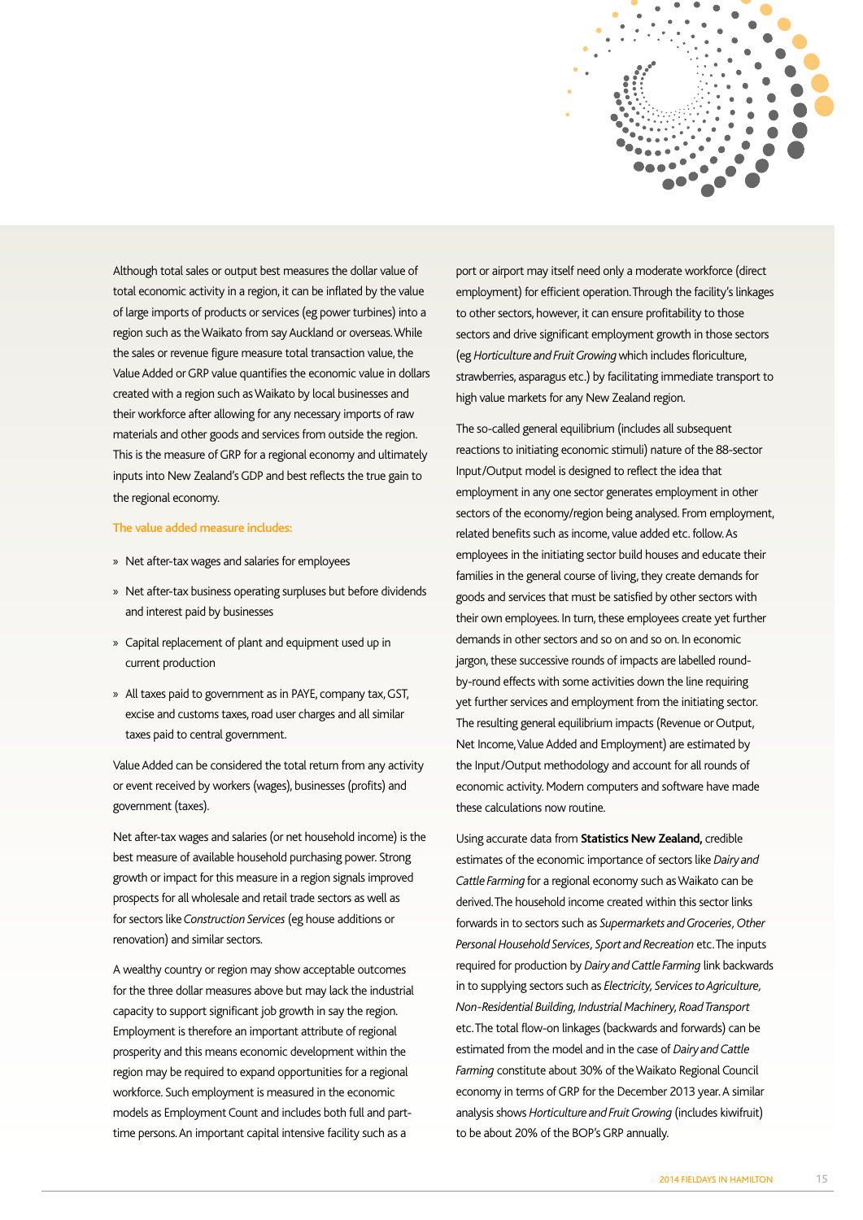Although total sales or output best measures the dollar value of total economic activity in a region, it can be inflated by the value of large imports of products or services (eg power turbines) into a region such as the Waikato from say Auckland or overseas. While the sales or revenue figure measure total transaction value, the Value Added or GRP value quantifies the economic value in dollars created with a region such as Waikato by local businesses and their workforce after allowing for any necessary imports of raw materials and other goods and services from outside the region. This is the measure of GRP for a regional economy and ultimately inputs into New Zealand's GDP and best reflects the true gain to the regional economy.

**The value added measure includes:**

- Net after-tax wages and salaries for employees
- Net after-tax business operating surpluses but before dividends and interest paid by businesses
- Capital replacement of plant and equipment used up in current production
- All taxes paid to government as in PAYE, company tax, GST, excise and customs taxes, road user charges and all similar taxes paid to central government.

Value Added can be considered the total return from any activity or event received by workers (wages), businesses (profits) and government (taxes).

Net after-tax wages and salaries (or net household income) is the best measure of available household purchasing power. Strong growth or impact for this measure in a region signals improved prospects for all wholesale and retail trade sectors as well as for sectors like *Construction Services* (eg house additions or renovation) and similar sectors.

A wealthy country or region may show acceptable outcomes for the three dollar measures above but may lack the industrial capacity to support significant job growth in say the region. Employment is therefore an important attribute of regional prosperity and this means economic development within the region may be required to expand opportunities for a regional workforce. Such employment is measured in the economic models as Employment Count and includes both full and part-time persons. An important capital intensive facility such as a port or airport may itself need only a moderate workforce (direct employment) for efficient operation. Through the facility's linkages to other sectors, however, it can ensure profitability to those sectors and drive significant employment growth in those sectors (eg *Horticulture and Fruit Growing* which includes floriculture, strawberries, asparagus etc.) by facilitating immediate transport to high value markets for any New Zealand region.

The so-called general equilibrium (includes all subsequent reactions to initiating economic stimuli) nature of the 88-sector Input/Output model is designed to reflect the idea that employment in any one sector generates employment in other sectors of the economy/region being analysed. From employment, related benefits such as income, value added etc. follow. As employees in the initiating sector build houses and educate their families in the general course of living, they create demands for goods and services that must be satisfied by other sectors with their own employees. In turn, these employees create yet further demands in other sectors and so on and so on. In economic jargon, these successive rounds of impacts are labelled round-by-round effects with some activities down the line requiring yet further services and employment from the initiating sector. The resulting general equilibrium impacts (Revenue or Output, Net Income, Value Added and Employment) are estimated by the Input/Output methodology and account for all rounds of economic activity. Modern computers and software have made these calculations now routine.

Using accurate data from **Statistics New Zealand,** credible estimates of the economic importance of sectors like *Dairy and Cattle Farming* for a regional economy such as Waikato can be derived. The household income created within this sector links forwards in to sectors such as *Supermarkets and Groceries, Other Personal Household Services, Sport and Recreation* etc. The inputs required for production by *Dairy and Cattle Farming* link backwards in to supplying sectors such as *Electricity, Services to Agriculture, Non-Residential Building, Industrial Machinery, Road Transport* etc. The total flow-on linkages (backwards and forwards) can be estimated from the model and in the case of *Dairy and Cattle Farming* constitute about 30% of the Waikato Regional Council economy in terms of GRP for the December 2013 year. A similar analysis shows *Horticulture and Fruit Growing* (includes kiwifruit) to be about 20% of the BOP's GRP annually.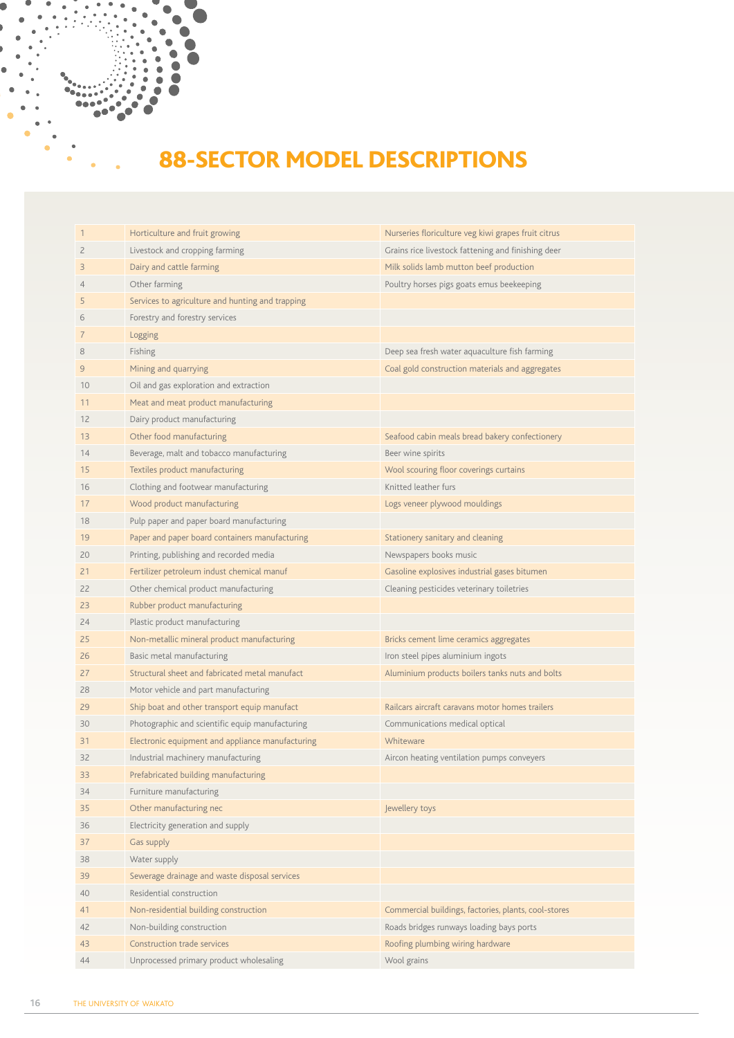# 88-SECTOR MODEL DESCRIPTIONS

| | | |
|---|---|---|
| 1 | Horticulture and fruit growing | Nurseries floriculture veg kiwi grapes fruit citrus |
| 2 | Livestock and cropping farming | Grains rice livestock fattening and finishing deer |
| 3 | Dairy and cattle farming | Milk solids lamb mutton beef production |
| 4 | Other farming | Poultry horses pigs goats emus beekeeping |
| 5 | Services to agriculture and hunting and trapping | |
| 6 | Forestry and forestry services | |
| 7 | Logging | |
| 8 | Fishing | Deep sea fresh water aquaculture fish farming |
| 9 | Mining and quarrying | Coal gold construction materials and aggregates |
| 10 | Oil and gas exploration and extraction | |
| 11 | Meat and meat product manufacturing | |
| 12 | Dairy product manufacturing | |
| 13 | Other food manufacturing | Seafood cabin meals bread bakery confectionery |
| 14 | Beverage, malt and tobacco manufacturing | Beer wine spirits |
| 15 | Textiles product manufacturing | Wool scouring floor coverings curtains |
| 16 | Clothing and footwear manufacturing | Knitted leather furs |
| 17 | Wood product manufacturing | Logs veneer plywood mouldings |
| 18 | Pulp paper and paper board manufacturing | |
| 19 | Paper and paper board containers manufacturing | Stationery sanitary and cleaning |
| 20 | Printing, publishing and recorded media | Newspapers books music |
| 21 | Fertilizer petroleum indust chemical manuf | Gasoline explosives industrial gases bitumen |
| 22 | Other chemical product manufacturing | Cleaning pesticides veterinary toiletries |
| 23 | Rubber product manufacturing | |
| 24 | Plastic product manufacturing | |
| 25 | Non-metallic mineral product manufacturing | Bricks cement lime ceramics aggregates |
| 26 | Basic metal manufacturing | Iron steel pipes aluminium ingots |
| 27 | Structural sheet and fabricated metal manufact | Aluminium products boilers tanks nuts and bolts |
| 28 | Motor vehicle and part manufacturing | |
| 29 | Ship boat and other transport equip manufact | Railcars aircraft caravans motor homes trailers |
| 30 | Photographic and scientific equip manufacturing | Communications medical optical |
| 31 | Electronic equipment and appliance manufacturing | Whiteware |
| 32 | Industrial machinery manufacturing | Aircon heating ventilation pumps conveyers |
| 33 | Prefabricated building manufacturing | |
| 34 | Furniture manufacturing | |
| 35 | Other manufacturing nec | Jewellery toys |
| 36 | Electricity generation and supply | |
| 37 | Gas supply | |
| 38 | Water supply | |
| 39 | Sewerage drainage and waste disposal services | |
| 40 | Residential construction | |
| 41 | Non-residential building construction | Commercial buildings, factories, plants, cool-stores |
| 42 | Non-building construction | Roads bridges runways loading bays ports |
| 43 | Construction trade services | Roofing plumbing wiring hardware |
| 44 | Unprocessed primary product wholesaling | Wool grains |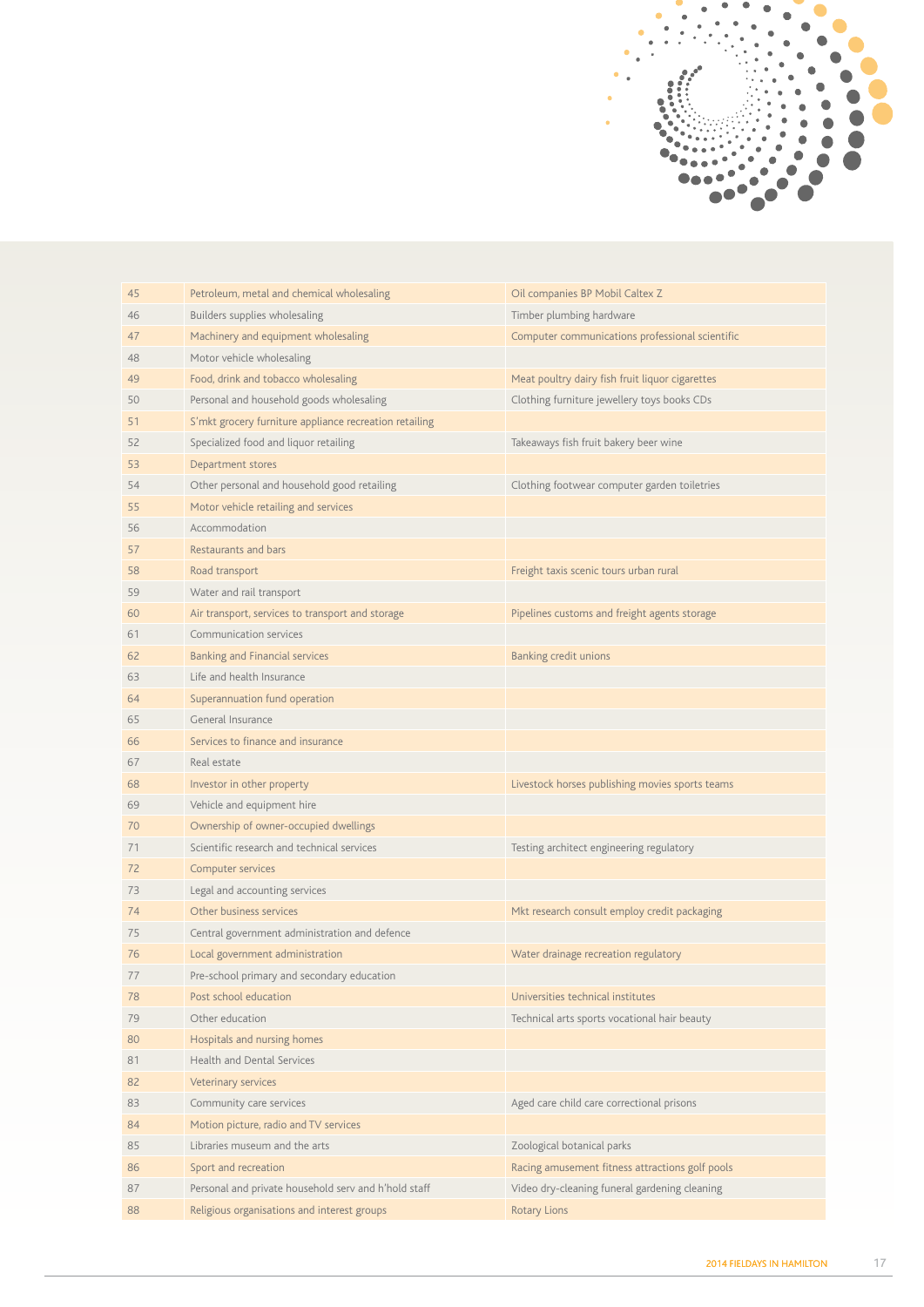| | | |
|---|---|---|
| 45 | Petroleum, metal and chemical wholesaling | Oil companies BP Mobil Caltex Z |
| 46 | Builders supplies wholesaling | Timber plumbing hardware |
| 47 | Machinery and equipment wholesaling | Computer communications professional scientific |
| 48 | Motor vehicle wholesaling | |
| 49 | Food, drink and tobacco wholesaling | Meat poultry dairy fish fruit liquor cigarettes |
| 50 | Personal and household goods wholesaling | Clothing furniture jewellery toys books CDs |
| 51 | S'mkt grocery furniture appliance recreation retailing | |
| 52 | Specialized food and liquor retailing | Takeaways fish fruit bakery beer wine |
| 53 | Department stores | |
| 54 | Other personal and household good retailing | Clothing footwear computer garden toiletries |
| 55 | Motor vehicle retailing and services | |
| 56 | Accommodation | |
| 57 | Restaurants and bars | |
| 58 | Road transport | Freight taxis scenic tours urban rural |
| 59 | Water and rail transport | |
| 60 | Air transport, services to transport and storage | Pipelines customs and freight agents storage |
| 61 | Communication services | |
| 62 | Banking and Financial services | Banking credit unions |
| 63 | Life and health Insurance | |
| 64 | Superannuation fund operation | |
| 65 | General Insurance | |
| 66 | Services to finance and insurance | |
| 67 | Real estate | |
| 68 | Investor in other property | Livestock horses publishing movies sports teams |
| 69 | Vehicle and equipment hire | |
| 70 | Ownership of owner-occupied dwellings | |
| 71 | Scientific research and technical services | Testing architect engineering regulatory |
| 72 | Computer services | |
| 73 | Legal and accounting services | |
| 74 | Other business services | Mkt research consult employ credit packaging |
| 75 | Central government administration and defence | |
| 76 | Local government administration | Water drainage recreation regulatory |
| 77 | Pre-school primary and secondary education | |
| 78 | Post school education | Universities technical institutes |
| 79 | Other education | Technical arts sports vocational hair beauty |
| 80 | Hospitals and nursing homes | |
| 81 | Health and Dental Services | |
| 82 | Veterinary services | |
| 83 | Community care services | Aged care child care correctional prisons |
| 84 | Motion picture, radio and TV services | |
| 85 | Libraries museum and the arts | Zoological botanical parks |
| 86 | Sport and recreation | Racing amusement fitness attractions golf pools |
| 87 | Personal and private household serv and h'hold staff | Video dry-cleaning funeral gardening cleaning |
| 88 | Religious organisations and interest groups | Rotary Lions |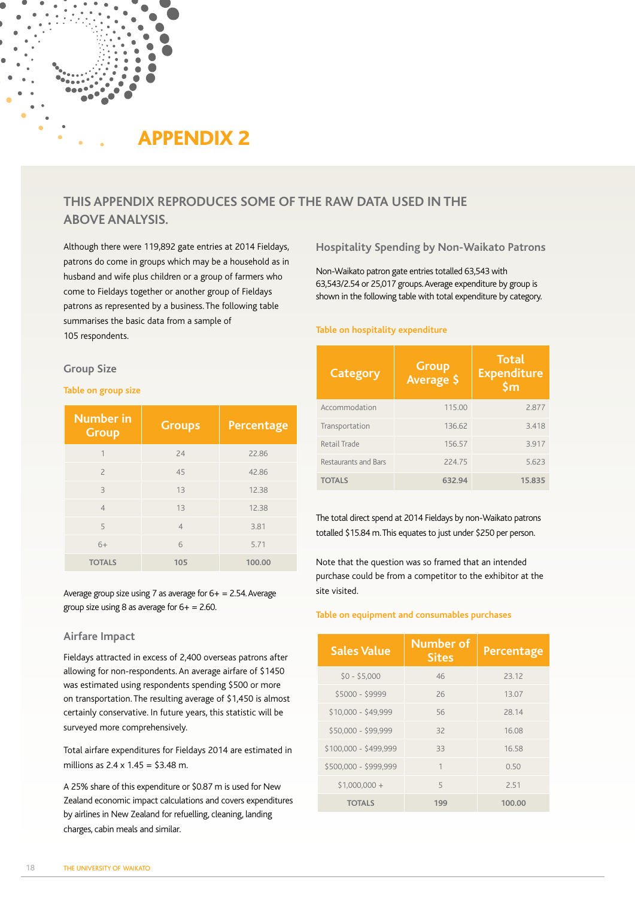# APPENDIX 2

## THIS APPENDIX REPRODUCES SOME OF THE RAW DATA USED IN THE ABOVE ANALYSIS.

Although there were 119,892 gate entries at 2014 Fieldays, patrons do come in groups which may be a household as in husband and wife plus children or a group of farmers who come to Fieldays together or another group of Fieldays patrons as represented by a business. The following table summarises the basic data from a sample of 105 respondents.

### Group Size

**Table on group size**

| Number in Group | Groups | Percentage |
|---|---|---|
| 1 | 24 | 22.86 |
| 2 | 45 | 42.86 |
| 3 | 13 | 12.38 |
| 4 | 13 | 12.38 |
| 5 | 4 | 3.81 |
| 6+ | 6 | 5.71 |
| **TOTALS** | **105** | **100.00** |

Average group size using 7 as average for 6+ = 2.54. Average group size using 8 as average for 6+ = 2.60.

### Airfare Impact

Fieldays attracted in excess of 2,400 overseas patrons after allowing for non-respondents. An average airfare of $1450 was estimated using respondents spending $500 or more on transportation. The resulting average of $1,450 is almost certainly conservative. In future years, this statistic will be surveyed more comprehensively.

Total airfare expenditures for Fieldays 2014 are estimated in millions as 2.4 x 1.45 = $3.48 m.

A 25% share of this expenditure or $0.87 m is used for New Zealand economic impact calculations and covers expenditures by airlines in New Zealand for refuelling, cleaning, landing charges, cabin meals and similar.

### Hospitality Spending by Non-Waikato Patrons

Non-Waikato patron gate entries totalled 63,543 with 63,543/2.54 or 25,017 groups. Average expenditure by group is shown in the following table with total expenditure by category.

**Table on hospitality expenditure**

| Category | Group Average $ | Total Expenditure $m |
|---|---|---|
| Accommodation | 115.00 | 2.877 |
| Transportation | 136.62 | 3.418 |
| Retail Trade | 156.57 | 3.917 |
| Restaurants and Bars | 224.75 | 5.623 |
| **TOTALS** | **632.94** | **15.835** |

The total direct spend at 2014 Fieldays by non-Waikato patrons totalled $15.84 m. This equates to just under $250 per person.

Note that the question was so framed that an intended purchase could be from a competitor to the exhibitor at the site visited.

**Table on equipment and consumables purchases**

| Sales Value | Number of Sites | Percentage |
|---|---|---|
| $0 - $5,000 | 46 | 23.12 |
| $5000 - $9999 | 26 | 13.07 |
| $10,000 - $49,999 | 56 | 28.14 |
| $50,000 - $99,999 | 32 | 16.08 |
| $100,000 - $499,999 | 33 | 16.58 |
| $500,000 - $999,999 | 1 | 0.50 |
| $1,000,000 + | 5 | 2.51 |
| **TOTALS** | **199** | **100.00** |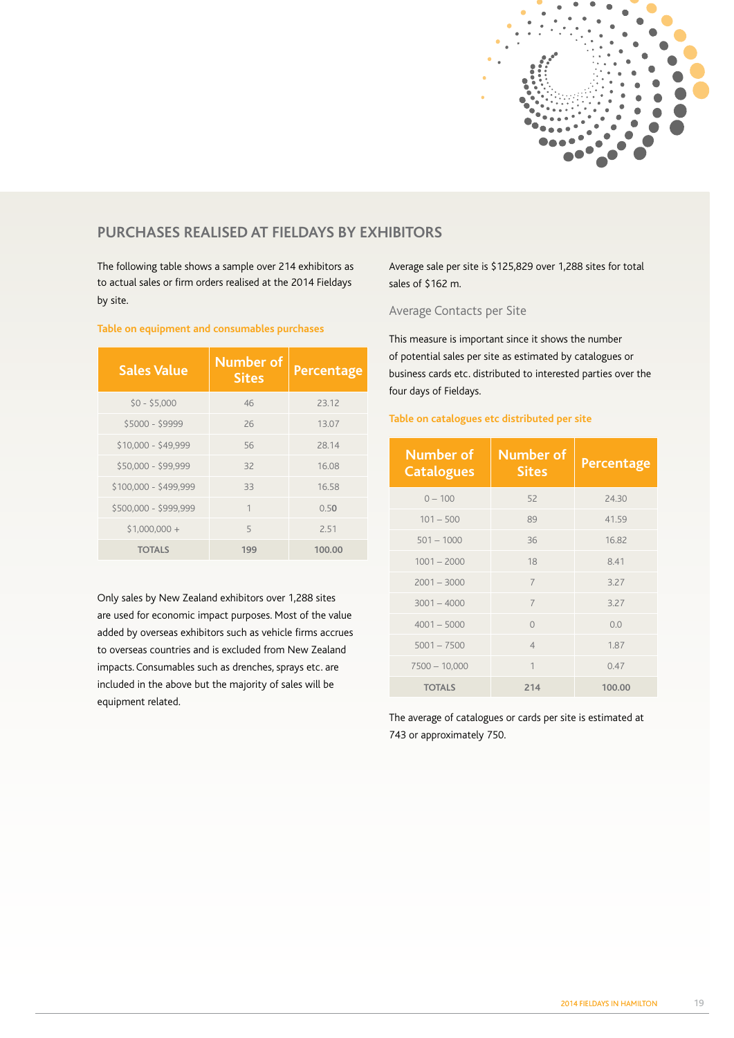## PURCHASES REALISED AT FIELDAYS BY EXHIBITORS

The following table shows a sample over 214 exhibitors as to actual sales or firm orders realised at the 2014 Fieldays by site.

### Table on equipment and consumables purchases

| Sales Value | Number of Sites | Percentage |
|---|---|---|
| $0 - $5,000 | 46 | 23.12 |
| $5000 - $9999 | 26 | 13.07 |
| $10,000 - $49,999 | 56 | 28.14 |
| $50,000 - $99,999 | 32 | 16.08 |
| $100,000 - $499,999 | 33 | 16.58 |
| $500,000 - $999,999 | 1 | 0.50 |
| $1,000,000 + | 5 | 2.51 |
| **TOTALS** | **199** | **100.00** |

Only sales by New Zealand exhibitors over 1,288 sites are used for economic impact purposes. Most of the value added by overseas exhibitors such as vehicle firms accrues to overseas countries and is excluded from New Zealand impacts. Consumables such as drenches, sprays etc. are included in the above but the majority of sales will be equipment related.

Average sale per site is $125,829 over 1,288 sites for total sales of $162 m.

### Average Contacts per Site

This measure is important since it shows the number of potential sales per site as estimated by catalogues or business cards etc. distributed to interested parties over the four days of Fieldays.

### Table on catalogues etc distributed per site

| Number of Catalogues | Number of Sites | Percentage |
|---|---|---|
| 0 – 100 | 52 | 24.30 |
| 101 – 500 | 89 | 41.59 |
| 501 – 1000 | 36 | 16.82 |
| 1001 – 2000 | 18 | 8.41 |
| 2001 – 3000 | 7 | 3.27 |
| 3001 – 4000 | 7 | 3.27 |
| 4001 – 5000 | 0 | 0.0 |
| 5001 – 7500 | 4 | 1.87 |
| 7500 – 10,000 | 1 | 0.47 |
| **TOTALS** | **214** | **100.00** |

The average of catalogues or cards per site is estimated at 743 or approximately 750.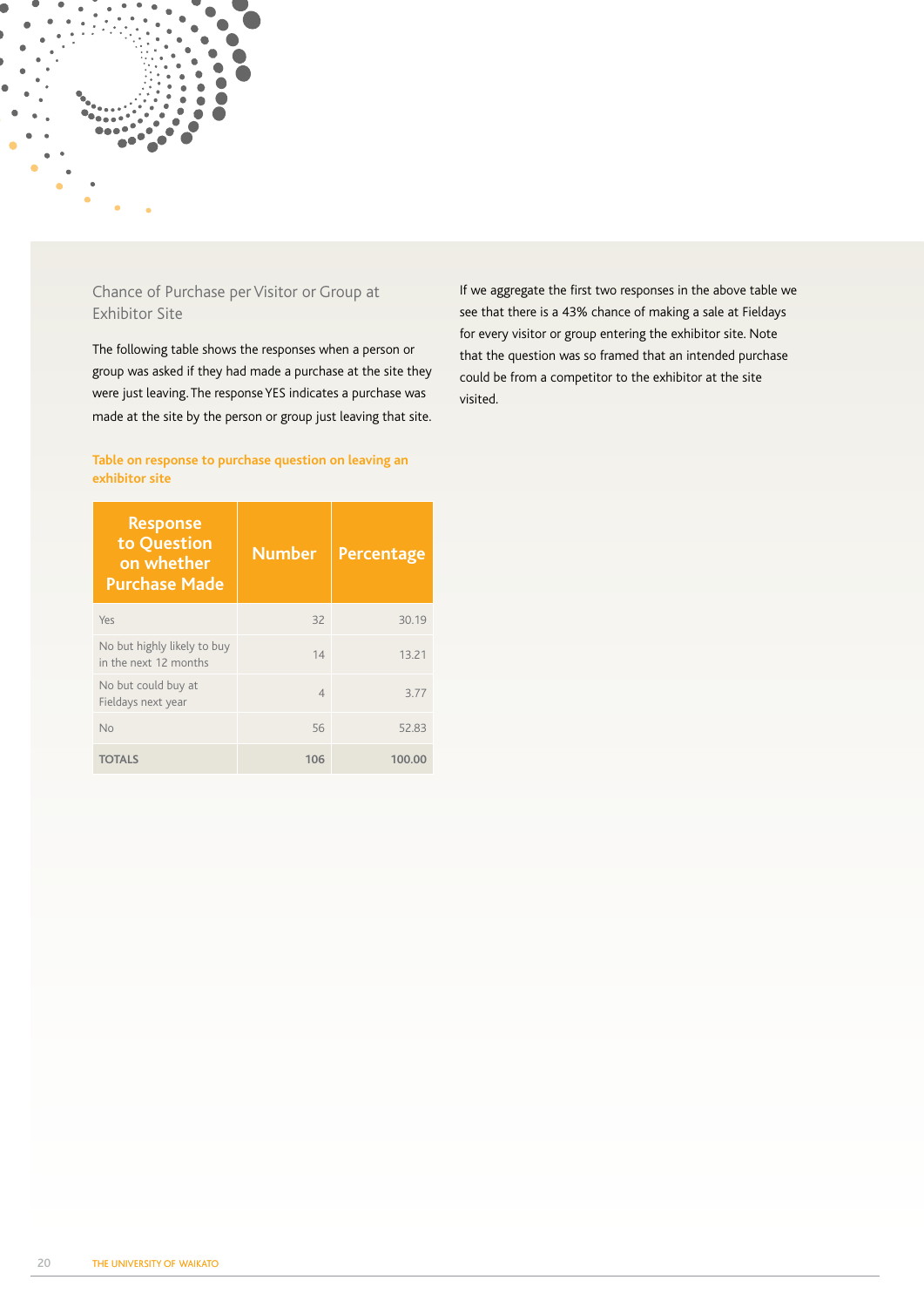## Chance of Purchase per Visitor or Group at Exhibitor Site

The following table shows the responses when a person or group was asked if they had made a purchase at the site they were just leaving. The response YES indicates a purchase was made at the site by the person or group just leaving that site.

**Table on response to purchase question on leaving an exhibitor site**

| Response to Question on whether Purchase Made | Number | Percentage |
|---|---|---|
| Yes | 32 | 30.19 |
| No but highly likely to buy in the next 12 months | 14 | 13.21 |
| No but could buy at Fieldays next year | 4 | 3.77 |
| No | 56 | 52.83 |
| **TOTALS** | **106** | **100.00** |

If we aggregate the first two responses in the above table we see that there is a 43% chance of making a sale at Fieldays for every visitor or group entering the exhibitor site. Note that the question was so framed that an intended purchase could be from a competitor to the exhibitor at the site visited.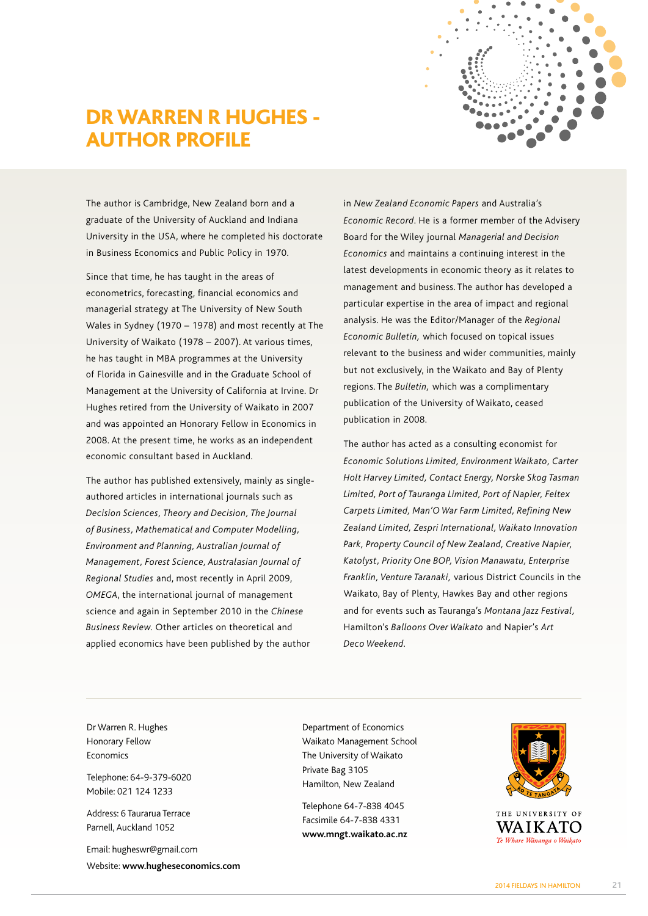# DR WARREN R HUGHES - AUTHOR PROFILE

The author is Cambridge, New Zealand born and a graduate of the University of Auckland and Indiana University in the USA, where he completed his doctorate in Business Economics and Public Policy in 1970.

Since that time, he has taught in the areas of econometrics, forecasting, financial economics and managerial strategy at The University of New South Wales in Sydney (1970 – 1978) and most recently at The University of Waikato (1978 – 2007). At various times, he has taught in MBA programmes at the University of Florida in Gainesville and in the Graduate School of Management at the University of California at Irvine. Dr Hughes retired from the University of Waikato in 2007 and was appointed an Honorary Fellow in Economics in 2008. At the present time, he works as an independent economic consultant based in Auckland.

The author has published extensively, mainly as single-authored articles in international journals such as *Decision Sciences*, *Theory and Decision*, *The Journal of Business*, *Mathematical and Computer Modelling*, *Environment and Planning*, *Australian Journal of Management*, *Forest Science*, *Australasian Journal of Regional Studies* and, most recently in April 2009, *OMEGA*, the international journal of management science and again in September 2010 in the *Chinese Business Review.* Other articles on theoretical and applied economics have been published by the author in *New Zealand Economic Papers* and Australia's *Economic Record*. He is a former member of the Advisery Board for the Wiley journal *Managerial and Decision Economics* and maintains a continuing interest in the latest developments in economic theory as it relates to management and business. The author has developed a particular expertise in the area of impact and regional analysis. He was the Editor/Manager of the *Regional Economic Bulletin,* which focused on topical issues relevant to the business and wider communities, mainly but not exclusively, in the Waikato and Bay of Plenty regions. The *Bulletin,* which was a complimentary publication of the University of Waikato, ceased publication in 2008.

The author has acted as a consulting economist for *Economic Solutions Limited, Environment Waikato, Carter Holt Harvey Limited, Contact Energy, Norske Skog Tasman Limited, Port of Tauranga Limited, Port of Napier, Feltex Carpets Limited, Man'O War Farm Limited, Refining New Zealand Limited, Zespri International, Waikato Innovation Park, Property Council of New Zealand, Creative Napier, Katolyst, Priority One BOP, Vision Manawatu, Enterprise Franklin, Venture Taranaki,* various District Councils in the Waikato, Bay of Plenty, Hawkes Bay and other regions and for events such as Tauranga's *Montana Jazz Festival,* Hamilton's *Balloons Over Waikato* and Napier's *Art Deco Weekend.*

---

Dr Warren R. Hughes
Honorary Fellow
Economics

Telephone: 64-9-379-6020
Mobile: 021 124 1233

Address: 6 Taurarua Terrace
Parnell, Auckland 1052

Email: hugheswr@gmail.com
Website: **www.hugheseconomics.com**

Department of Economics
Waikato Management School
The University of Waikato
Private Bag 3105
Hamilton, New Zealand

Telephone 64-7-838 4045
Facsimile 64-7-838 4331
**www.mngt.waikato.ac.nz**

THE UNIVERSITY OF WAIKATO
*Te Whare Wānanga o Waikato*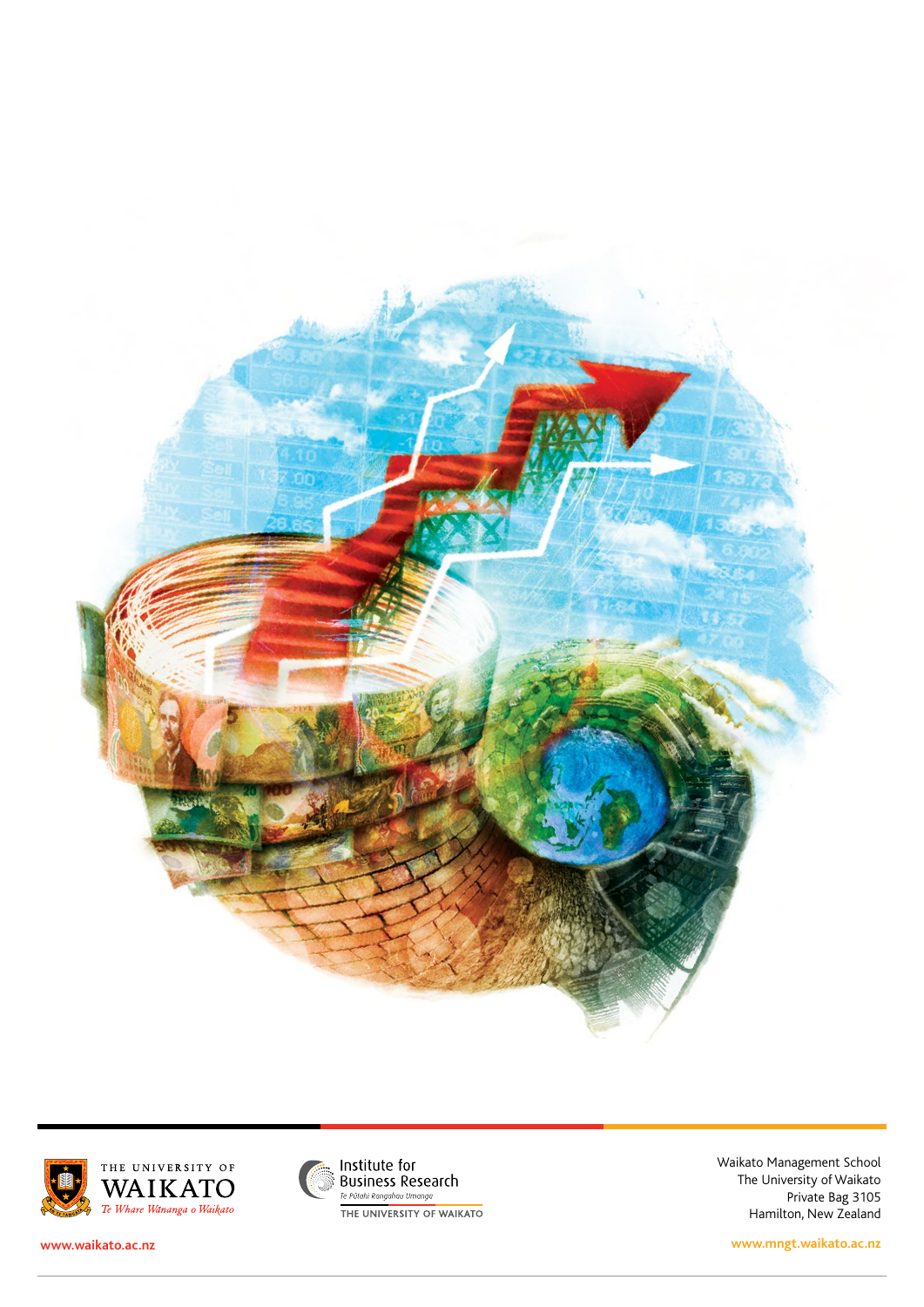THE UNIVERSITY OF WAIKATO

*Te Whare Wānanga o Waikato*

Institute for Business Research

*Te Pūtahi Rangahau Umanga*

THE UNIVERSITY OF WAIKATO

Waikato Management School
The University of Waikato
Private Bag 3105
Hamilton, New Zealand

www.waikato.ac.nz

www.mngt.waikato.ac.nz